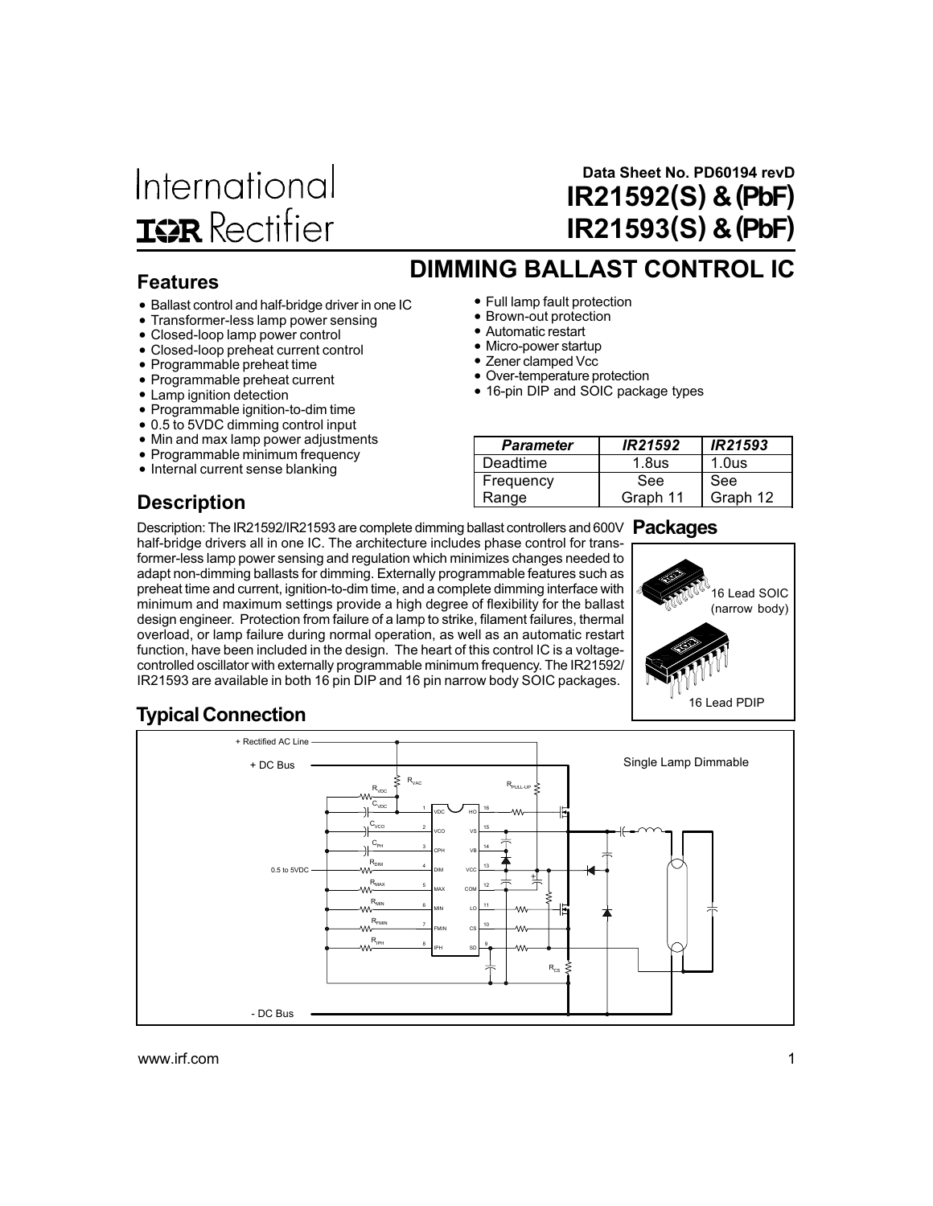International Rectifier

Data Sheet No. PD60194 revD

# IR21592(S) & (PbF)
# IR21593(S) & (PbF)

## DIMMING BALLAST CONTROL IC

## Features

- Ballast control and half-bridge driver in one IC
- Transformer-less lamp power sensing
- Closed-loop lamp power control
- Closed-loop preheat current control
- Programmable preheat time
- Programmable preheat current
- Lamp ignition detection
- Programmable ignition-to-dim time
- 0.5 to 5VDC dimming control input
- Min and max lamp power adjustments
- Programmable minimum frequency
- Internal current sense blanking
- Full lamp fault protection
- Brown-out protection
- Automatic restart
- Micro-power startup
- Zener clamped Vcc
- Over-temperature protection
- 16-pin DIP and SOIC package types

| *Parameter* | *IR21592* | *IR21593* |
|---|---|---|
| Deadtime | 1.8us | 1.0us |
| Frequency Range | See Graph 11 | See Graph 12 |

## Description

Description: The IR21592/IR21593 are complete dimming ballast controllers and 600V half-bridge drivers all in one IC. The architecture includes phase control for transformer-less lamp power sensing and regulation which minimizes changes needed to adapt non-dimming ballasts for dimming. Externally programmable features such as preheat time and current, ignition-to-dim time, and a complete dimming interface with minimum and maximum settings provide a high degree of flexibility for the ballast design engineer. Protection from failure of a lamp to strike, filament failures, thermal overload, or lamp failure during normal operation, as well as an automatic restart function, have been included in the design. The heart of this control IC is a voltage-controlled oscillator with externally programmable minimum frequency. The IR21592/IR21593 are available in both 16 pin DIP and 16 pin narrow body SOIC packages.

## Packages

16 Lead SOIC (narrow body)

16 Lead PDIP

## Typical Connection

Single Lamp Dimmable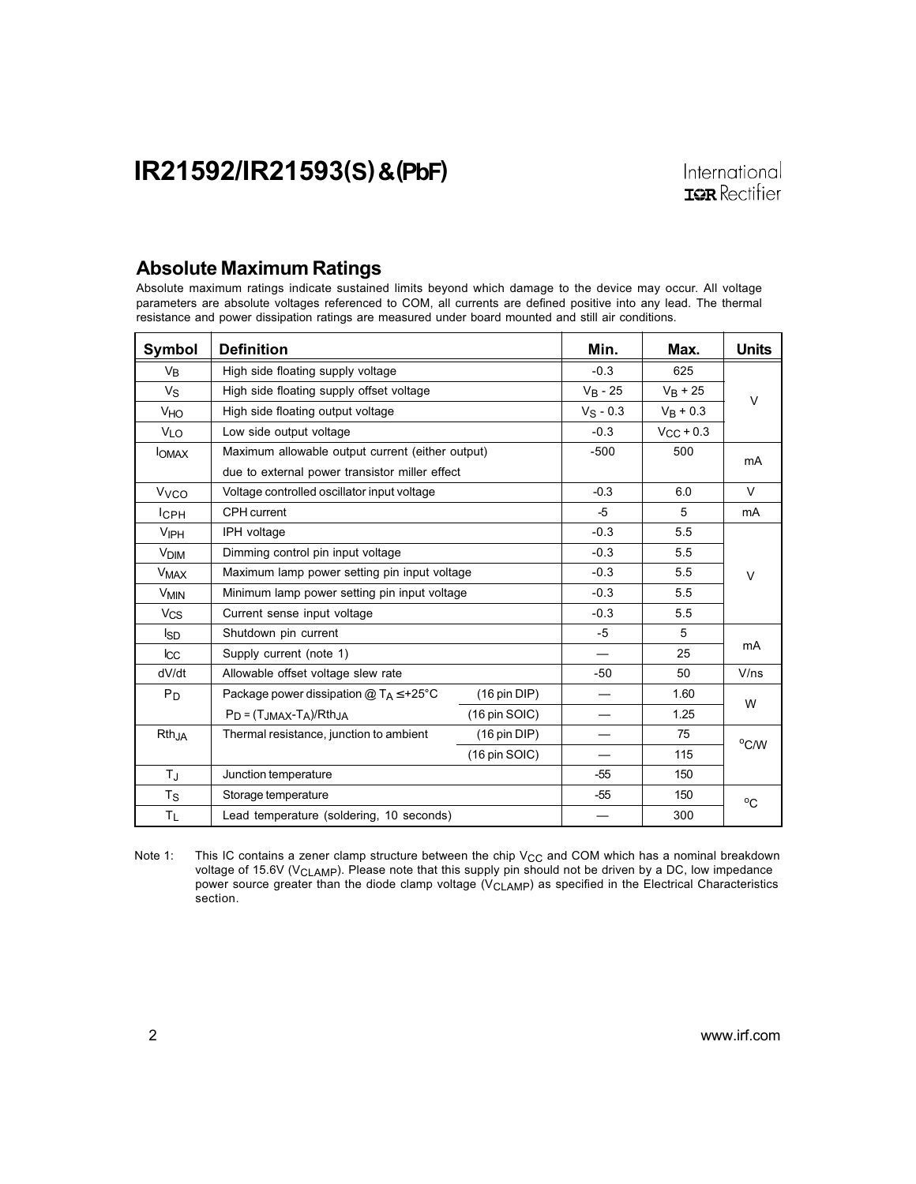## Absolute Maximum Ratings

Absolute maximum ratings indicate sustained limits beyond which damage to the device may occur. All voltage parameters are absolute voltages referenced to COM, all currents are defined positive into any lead. The thermal resistance and power dissipation ratings are measured under board mounted and still air conditions.

| Symbol | Definition | | Min. | Max. | Units |
|---|---|---|---|---|---|
| $V_B$ | High side floating supply voltage | | -0.3 | 625 | V |
| $V_S$ | High side floating supply offset voltage | | $V_B$ - 25 | $V_B$ + 25 | |
| $V_{HO}$ | High side floating output voltage | | $V_S$ - 0.3 | $V_B$ + 0.3 | |
| $V_{LO}$ | Low side output voltage | | -0.3 | $V_{CC}$ + 0.3 | |
| $I_{OMAX}$ | Maximum allowable output current (either output) due to external power transistor miller effect | | -500 | 500 | mA |
| $V_{VCO}$ | Voltage controlled oscillator input voltage | | -0.3 | 6.0 | V |
| $I_{CPH}$ | CPH current | | -5 | 5 | mA |
| $V_{IPH}$ | IPH voltage | | -0.3 | 5.5 | V |
| $V_{DIM}$ | Dimming control pin input voltage | | -0.3 | 5.5 | |
| $V_{MAX}$ | Maximum lamp power setting pin input voltage | | -0.3 | 5.5 | |
| $V_{MIN}$ | Minimum lamp power setting pin input voltage | | -0.3 | 5.5 | |
| $V_{CS}$ | Current sense input voltage | | -0.3 | 5.5 | |
| $I_{SD}$ | Shutdown pin current | | -5 | 5 | mA |
| $I_{CC}$ | Supply current (note 1) | | — | 25 | |
| dV/dt | Allowable offset voltage slew rate | | -50 | 50 | V/ns |
| $P_D$ | Package power dissipation @ $T_A \leq +25°C$ | (16 pin DIP) | — | 1.60 | W |
| | $P_D = (T_{JMAX}-T_A)/Rth_{JA}$ | (16 pin SOIC) | — | 1.25 | |
| $Rth_{JA}$ | Thermal resistance, junction to ambient | (16 pin DIP) | — | 75 | °C/W |
| | | (16 pin SOIC) | — | 115 | |
| $T_J$ | Junction temperature | | -55 | 150 | °C |
| $T_S$ | Storage temperature | | -55 | 150 | |
| $T_L$ | Lead temperature (soldering, 10 seconds) | | — | 300 | |

Note 1: This IC contains a zener clamp structure between the chip $V_{CC}$ and COM which has a nominal breakdown voltage of 15.6V ($V_{CLAMP}$). Please note that this supply pin should not be driven by a DC, low impedance power source greater than the diode clamp voltage ($V_{CLAMP}$) as specified in the Electrical Characteristics section.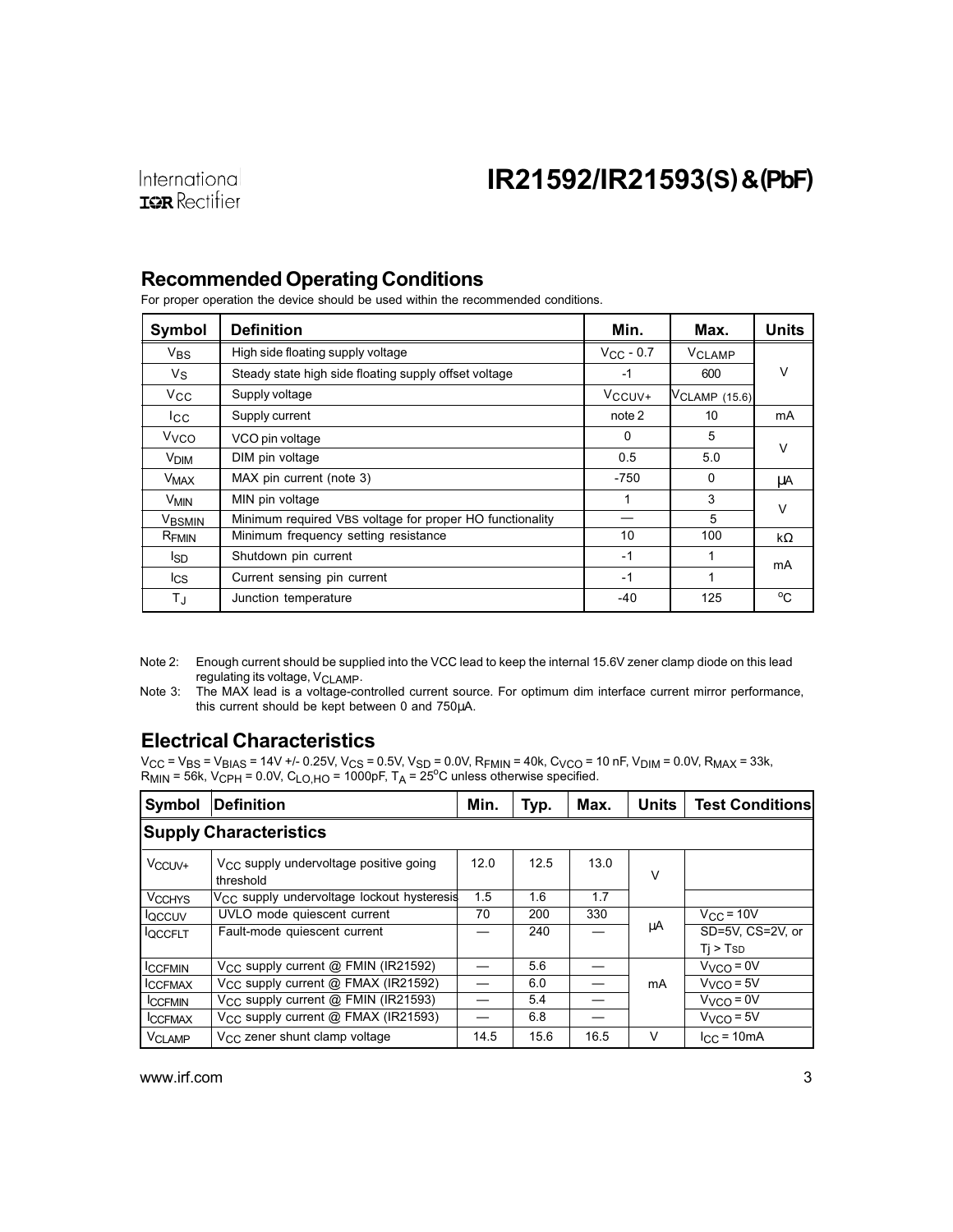## Recommended Operating Conditions

For proper operation the device should be used within the recommended conditions.

| Symbol | Definition | Min. | Max. | Units |
|---|---|---|---|---|
| $V_{BS}$ | High side floating supply voltage | $V_{CC}$ - 0.7 | $V_{CLAMP}$ | V |
| $V_S$ | Steady state high side floating supply offset voltage | -1 | 600 | |
| $V_{CC}$ | Supply voltage | $V_{CCUV+}$ | $V_{CLAMP}$ (15.6) | |
| $I_{CC}$ | Supply current | note 2 | 10 | mA |
| $V_{VCO}$ | VCO pin voltage | 0 | 5 | V |
| $V_{DIM}$ | DIM pin voltage | 0.5 | 5.0 | |
| $V_{MAX}$ | MAX pin current (note 3) | -750 | 0 | µA |
| $V_{MIN}$ | MIN pin voltage | 1 | 3 | V |
| $V_{BSMIN}$ | Minimum required VBS voltage for proper HO functionality | — | 5 | |
| $R_{FMIN}$ | Minimum frequency setting resistance | 10 | 100 | kΩ |
| $I_{SD}$ | Shutdown pin current | -1 | 1 | mA |
| $I_{CS}$ | Current sensing pin current | -1 | 1 | |
| $T_J$ | Junction temperature | -40 | 125 | °C |

Note 2: Enough current should be supplied into the VCC lead to keep the internal 15.6V zener clamp diode on this lead regulating its voltage, $V_{CLAMP}$.

Note 3: The MAX lead is a voltage-controlled current source. For optimum dim interface current mirror performance, this current should be kept between 0 and 750µA.

## Electrical Characteristics

$V_{CC} = V_{BS} = V_{BIAS}$ = 14V +/- 0.25V, $V_{CS}$ = 0.5V, $V_{SD}$ = 0.0V, $R_{FMIN}$ = 40k, $C_{VCO}$ = 10 nF, $V_{DIM}$ = 0.0V, $R_{MAX}$ = 33k, $R_{MIN}$ = 56k, $V_{CPH}$ = 0.0V, $C_{LO,HO}$ = 1000pF, $T_A$ = 25°C unless otherwise specified.

| Symbol | Definition | Min. | Typ. | Max. | Units | Test Conditions |
|---|---|---|---|---|---|---|
| **Supply Characteristics** | | | | | | |
| $V_{CCUV+}$ | $V_{CC}$ supply undervoltage positive going threshold | 12.0 | 12.5 | 13.0 | V | |
| $V_{CCHYS}$ | $V_{CC}$ supply undervoltage lockout hysteresis | 1.5 | 1.6 | 1.7 | | |
| $I_{QCCUV}$ | UVLO mode quiescent current | 70 | 200 | 330 | µA | $V_{CC}$ = 10V |
| $I_{QCCFLT}$ | Fault-mode quiescent current | — | 240 | — | | SD=5V, CS=2V, or $T_j > T_{SD}$ |
| $I_{CCFMIN}$ | $V_{CC}$ supply current @ FMIN (IR21592) | — | 5.6 | — | mA | $V_{VCO}$ = 0V |
| $I_{CCFMAX}$ | $V_{CC}$ supply current @ FMAX (IR21592) | — | 6.0 | — | | $V_{VCO}$ = 5V |
| $I_{CCFMIN}$ | $V_{CC}$ supply current @ FMIN (IR21593) | — | 5.4 | — | | $V_{VCO}$ = 0V |
| $I_{CCFMAX}$ | $V_{CC}$ supply current @ FMAX (IR21593) | — | 6.8 | — | | $V_{VCO}$ = 5V |
| $V_{CLAMP}$ | $V_{CC}$ zener shunt clamp voltage | 14.5 | 15.6 | 16.5 | V | $I_{CC}$ = 10mA |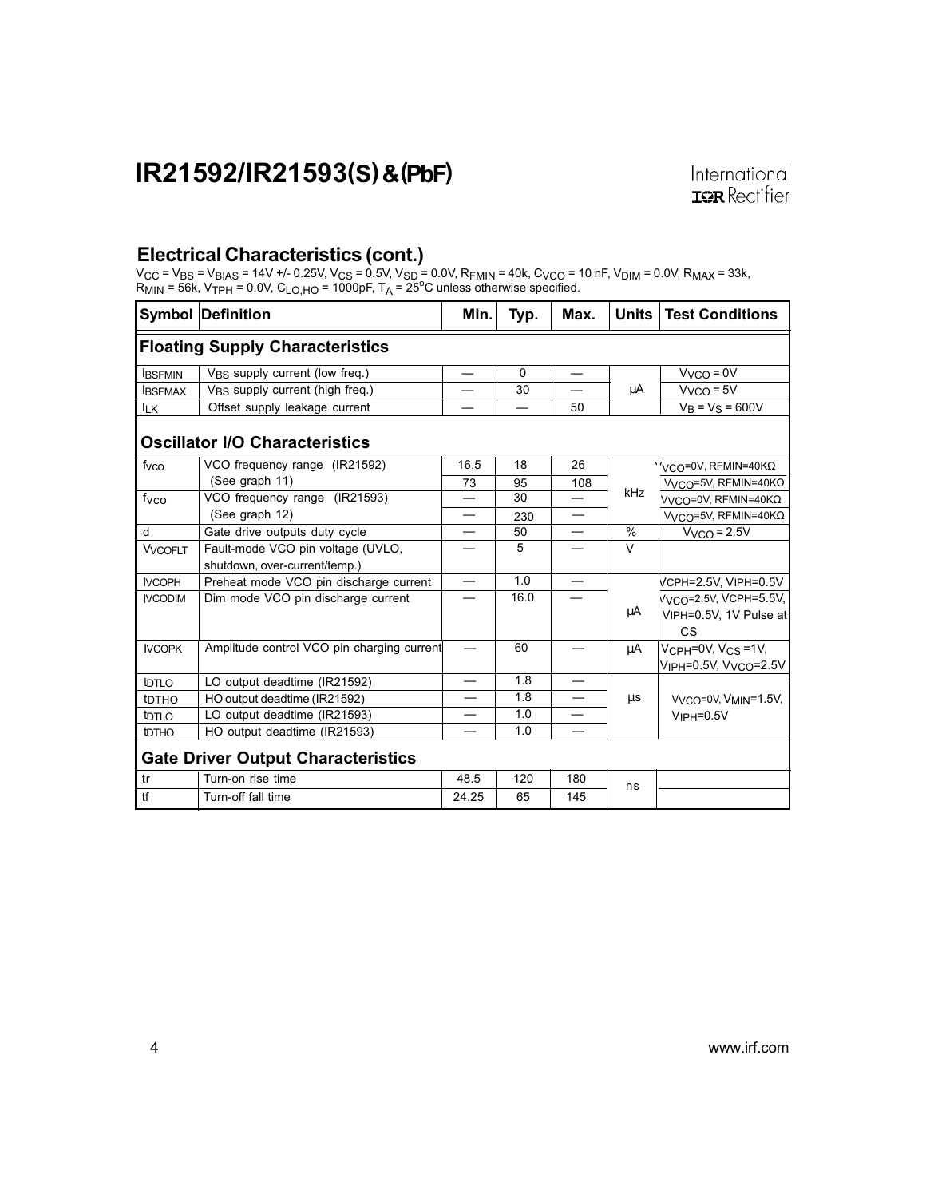## Electrical Characteristics (cont.)

$V_{CC} = V_{BS} = V_{BIAS} = 14V$ +/- 0.25V, $V_{CS} = 0.5V$, $V_{SD} = 0.0V$, $R_{FMIN} = 40k$, $C_{VCO} = 10$ nF, $V_{DIM} = 0.0V$, $R_{MAX} = 33k$, $R_{MIN} = 56k$, $V_{TPH} = 0.0V$, $C_{LO,HO} = 1000pF$, $T_A = 25^oC$ unless otherwise specified.

| Symbol | Definition | Min. | Typ. | Max. | Units | Test Conditions |
|---|---|---|---|---|---|---|
| **Floating Supply Characteristics** | | | | | | |
| $I_{BSFMIN}$ | $V_{BS}$ supply current (low freq.) | — | 0 | — | µA | $V_{VCO} = 0V$ |
| $I_{BSFMAX}$ | $V_{BS}$ supply current (high freq.) | — | 30 | — | | $V_{VCO} = 5V$ |
| $I_{LK}$ | Offset supply leakage current | — | — | 50 | | $V_B = V_S = 600V$ |
| **Oscillator I/O Characteristics** | | | | | | |
| $f_{VCO}$ | VCO frequency range (IR21592) | 16.5 | 18 | 26 | kHz | $V_{VCO}$=0V, RFMIN=40KΩ |
| | (See graph 11) | 73 | 95 | 108 | | $V_{VCO}$=5V, RFMIN=40KΩ |
| $f_{VCO}$ | VCO frequency range (IR21593) | — | 30 | — | | $V_{VCO}$=0V, RFMIN=40KΩ |
| | (See graph 12) | — | 230 | — | | $V_{VCO}$=5V, RFMIN=40KΩ |
| d | Gate drive outputs duty cycle | — | 50 | — | % | $V_{VCO} = 2.5V$ |
| $V_{VCOFLT}$ | Fault-mode VCO pin voltage (UVLO, shutdown, over-current/temp.) | — | 5 | — | V | |
| $I_{VCOPH}$ | Preheat mode VCO pin discharge current | — | 1.0 | — | µA | VCPH=2.5V, VIPH=0.5V |
| $I_{VCODIM}$ | Dim mode VCO pin discharge current | — | 16.0 | — | | $V_{VCO}$=2.5V, VCPH=5.5V, VIPH=0.5V, 1V Pulse at CS |
| $I_{VCOPK}$ | Amplitude control VCO pin charging current | — | 60 | — | µA | $V_{CPH}$=0V, $V_{CS}$ =1V, $V_{IPH}$=0.5V, $V_{VCO}$=2.5V |
| $t_{DTLO}$ | LO output deadtime (IR21592) | — | 1.8 | — | µs | $V_{VCO}$=0V, $V_{MIN}$=1.5V, $V_{IPH}$=0.5V |
| $t_{DTHO}$ | HO output deadtime (IR21592) | — | 1.8 | — | | |
| $t_{DTLO}$ | LO output deadtime (IR21593) | — | 1.0 | — | | |
| $t_{DTHO}$ | HO output deadtime (IR21593) | — | 1.0 | — | | |
| **Gate Driver Output Characteristics** | | | | | | |
| tr | Turn-on rise time | 48.5 | 120 | 180 | ns | |
| tf | Turn-off fall time | 24.25 | 65 | 145 | | |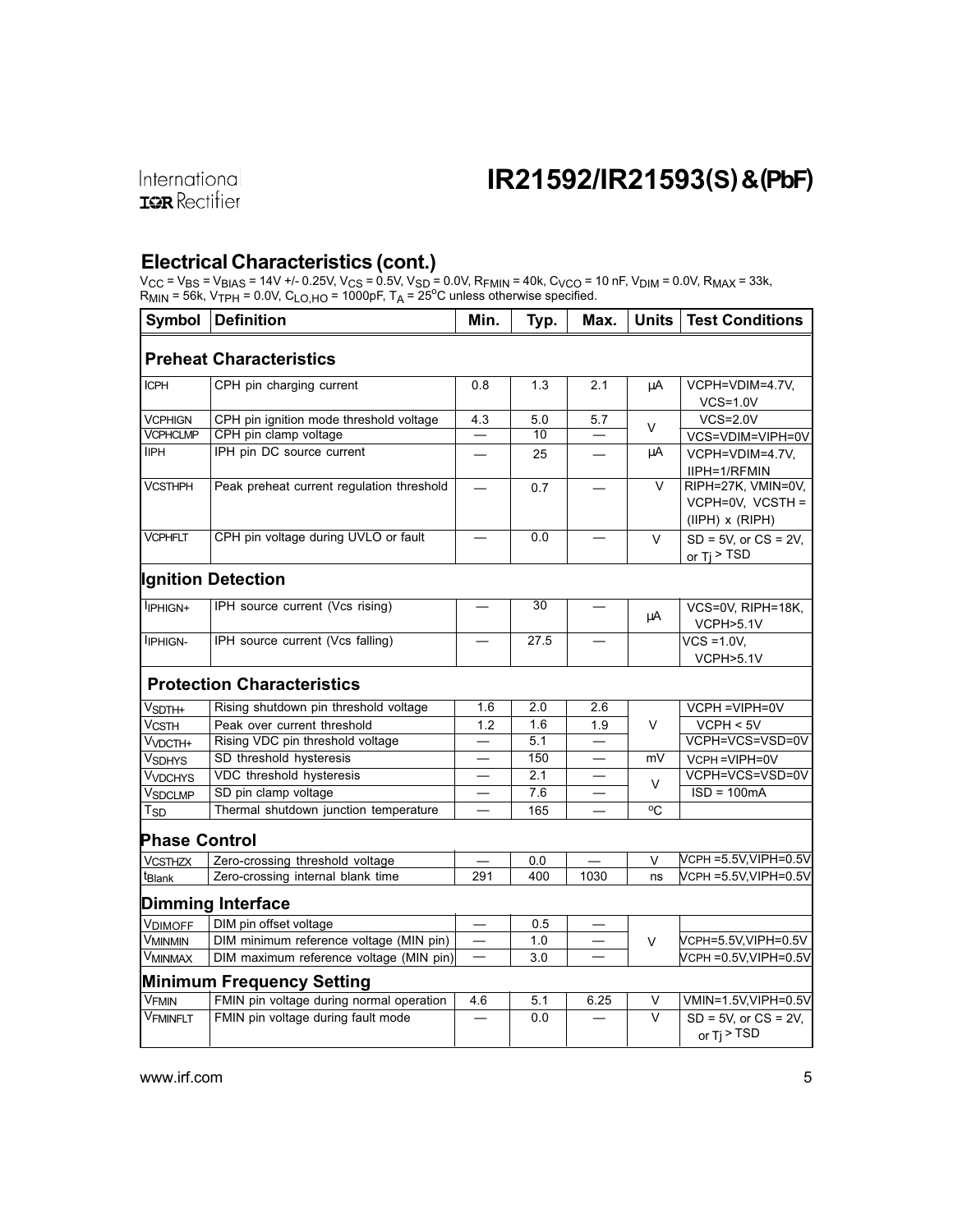## Electrical Characteristics (cont.)

$V_{CC} = V_{BS} = V_{BIAS}$ = 14V +/- 0.25V, $V_{CS}$ = 0.5V, $V_{SD}$ = 0.0V, $R_{FMIN}$ = 40k, $C_{VCO}$ = 10 nF, $V_{DIM}$ = 0.0V, $R_{MAX}$ = 33k, $R_{MIN}$ = 56k, $V_{TPH}$ = 0.0V, $C_{LO,HO}$ = 1000pF, $T_A$ = 25°C unless otherwise specified.

| Symbol | Definition | Min. | Typ. | Max. | Units | Test Conditions |
|---|---|---|---|---|---|---|
| **Preheat Characteristics** | | | | | | |
| $I_{CPH}$ | CPH pin charging current | 0.8 | 1.3 | 2.1 | µA | VCPH=VDIM=4.7V, VCS=1.0V |
| $V_{CPHIGN}$ | CPH pin ignition mode threshold voltage | 4.3 | 5.0 | 5.7 | V | VCS=2.0V |
| $V_{CPHCLMP}$ | CPH pin clamp voltage | — | 10 | — | V | VCS=VDIM=VIPH=0V |
| $I_{IPH}$ | IPH pin DC source current | — | 25 | — | µA | VCPH=VDIM=4.7V, IIPH=1/RFMIN |
| $V_{CSTHPH}$ | Peak preheat current regulation threshold | — | 0.7 | — | V | RIPH=27K, VMIN=0V, VCPH=0V, VCSTH = (IIPH) x (RIPH) |
| $V_{CPHFLT}$ | CPH pin voltage during UVLO or fault | — | 0.0 | — | V | SD = 5V, or CS = 2V, or Tj > TSD |
| **Ignition Detection** | | | | | | |
| $I_{IPHIGN+}$ | IPH source current (Vcs rising) | — | 30 | — | µA | VCS=0V, RIPH=18K, VCPH>5.1V |
| $I_{IPHIGN-}$ | IPH source current (Vcs falling) | — | 27.5 | — | µA | VCS =1.0V, VCPH>5.1V |
| **Protection Characteristics** | | | | | | |
| $V_{SDTH+}$ | Rising shutdown pin threshold voltage | 1.6 | 2.0 | 2.6 | V | VCPH =VIPH=0V |
| $V_{CSTH}$ | Peak over current threshold | 1.2 | 1.6 | 1.9 | V | VCPH < 5V |
| $V_{VDCTH+}$ | Rising VDC pin threshold voltage | — | 5.1 | — | V | VCPH=VCS=VSD=0V |
| $V_{SDHYS}$ | SD threshold hysteresis | — | 150 | — | mV | VCPH =VIPH=0V |
| $V_{VDCHYS}$ | VDC threshold hysteresis | — | 2.1 | — | V | VCPH=VCS=VSD=0V |
| $V_{SDCLMP}$ | SD pin clamp voltage | — | 7.6 | — | V | ISD = 100mA |
| $T_{SD}$ | Thermal shutdown junction temperature | — | 165 | — | °C | |
| **Phase Control** | | | | | | |
| $V_{CSTHZX}$ | Zero-crossing threshold voltage | — | 0.0 | — | V | VCPH =5.5V,VIPH=0.5V |
| $t_{Blank}$ | Zero-crossing internal blank time | 291 | 400 | 1030 | ns | VCPH =5.5V,VIPH=0.5V |
| **Dimming Interface** | | | | | | |
| $V_{DIMOFF}$ | DIM pin offset voltage | — | 0.5 | — | V | |
| $V_{MINMIN}$ | DIM minimum reference voltage (MIN pin) | — | 1.0 | — | V | VCPH=5.5V,VIPH=0.5V |
| $V_{MINMAX}$ | DIM maximum reference voltage (MIN pin) | — | 3.0 | — | V | VCPH =0.5V,VIPH=0.5V |
| **Minimum Frequency Setting** | | | | | | |
| $V_{FMIN}$ | FMIN pin voltage during normal operation | 4.6 | 5.1 | 6.25 | V | VMIN=1.5V,VIPH=0.5V |
| $V_{FMINFLT}$ | FMIN pin voltage during fault mode | — | 0.0 | — | V | SD = 5V, or CS = 2V, or Tj > TSD |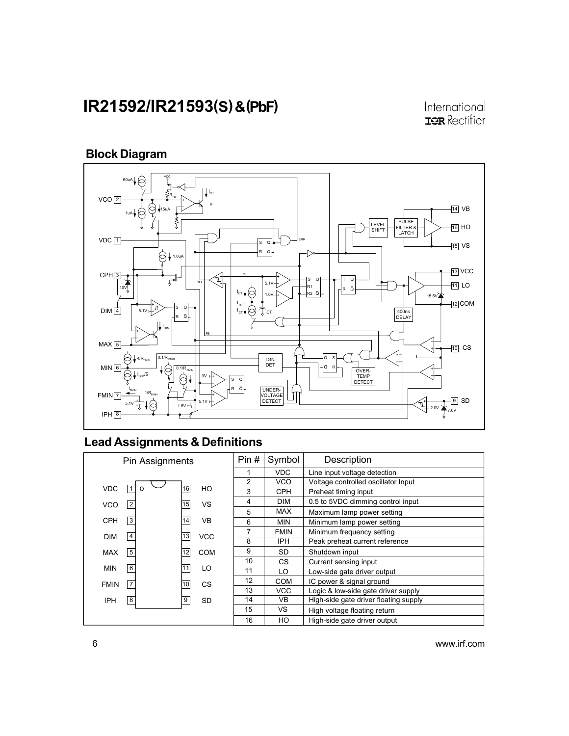## Block Diagram

## Lead Assignments & Definitions

| Pin Assignments | | | |
|---|---|---|---|
| VDC | 1 | 16 | HO |
| VCO | 2 | 15 | VS |
| CPH | 3 | 14 | VB |
| DIM | 4 | 13 | VCC |
| MAX | 5 | 12 | COM |
| MIN | 6 | 11 | LO |
| FMIN | 7 | 10 | CS |
| IPH | 8 | 9 | SD |

| Pin # | Symbol | Description |
|---|---|---|
| 1 | VDC | Line input voltage detection |
| 2 | VCO | Voltage controlled oscillator Input |
| 3 | CPH | Preheat timing input |
| 4 | DIM | 0.5 to 5VDC dimming control input |
| 5 | MAX | Maximum lamp power setting |
| 6 | MIN | Minimum lamp power setting |
| 7 | FMIN | Minimum frequency setting |
| 8 | IPH | Peak preheat current reference |
| 9 | SD | Shutdown input |
| 10 | CS | Current sensing input |
| 11 | LO | Low-side gate driver output |
| 12 | COM | IC power & signal ground |
| 13 | VCC | Logic & low-side gate driver supply |
| 14 | VB | High-side gate driver floating supply |
| 15 | VS | High voltage floating return |
| 16 | HO | High-side gate driver output |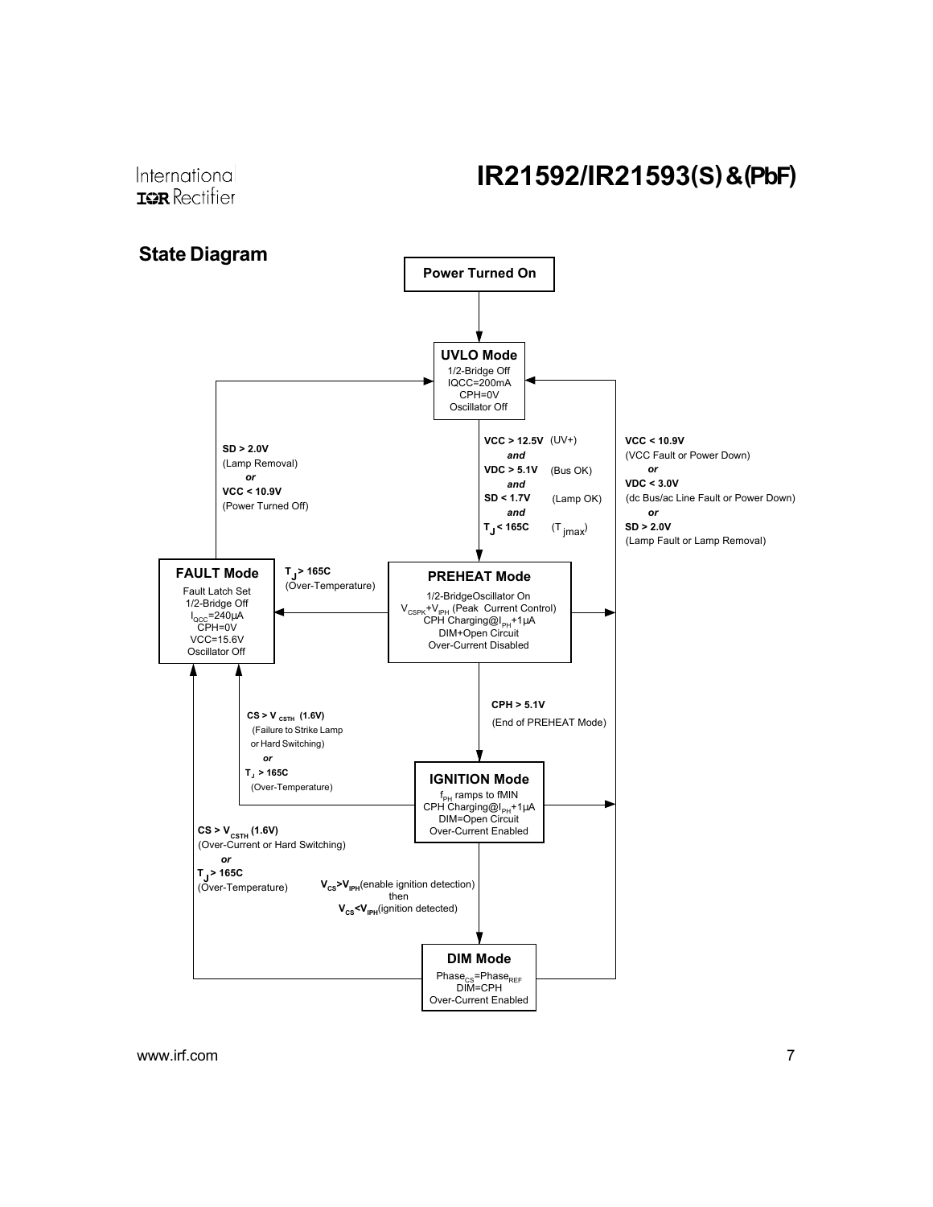## State Diagram

**Power Turned On**

**UVLO Mode**
1/2-Bridge Off
IQCC=200mA
CPH=0V
Oscillator Off

UVLO Mode → PREHEAT Mode:
**VCC > 12.5V** (UV+)
***and***
**VDC > 5.1V** (Bus OK)
***and***
**SD < 1.7V** (Lamp OK)
***and***
**$T_J$ < 165C** ($T_{jmax}$)

Any mode → UVLO Mode:
**VCC < 10.9V**
(VCC Fault or Power Down)
***or***
**VDC < 3.0V**
(dc Bus/ac Line Fault or Power Down)
***or***
**SD > 2.0V**
(Lamp Fault or Lamp Removal)

FAULT Mode → UVLO Mode:
**SD > 2.0V**
(Lamp Removal)
***or***
**VCC < 10.9V**
(Power Turned Off)

**FAULT Mode**
Fault Latch Set
1/2-Bridge Off
$I_{QCC}$=240µA
CPH=0V
VCC=15.6V
Oscillator Off

PREHEAT Mode → FAULT Mode:
**$T_J$ > 165C**
(Over-Temperature)

**PREHEAT Mode**
1/2-BridgeOscillator On
$V_{CSPK}$+$V_{IPH}$ (Peak Current Control)
CPH Charging@$I_{PH}$+1µA
DIM+Open Circuit
Over-Current Disabled

PREHEAT Mode → IGNITION Mode:
**CPH > 5.1V**
(End of PREHEAT Mode)

IGNITION Mode → FAULT Mode:
**CS > $V_{CSTH}$ (1.6V)**
(Failure to Strike Lamp or Hard Switching)
***or***
**$T_J$ > 165C**
(Over-Temperature)

**IGNITION Mode**
$f_{PH}$ ramps to fMIN
CPH Charging@$I_{PH}$+1µA
DIM=Open Circuit
Over-Current Enabled

IGNITION Mode → DIM Mode:
**$V_{CS}$>$V_{IPH}$**(enable ignition detection)
then
**$V_{CS}$<$V_{IPH}$**(ignition detected)

DIM Mode → FAULT Mode:
**CS > $V_{CSTH}$ (1.6V)**
(Over-Current or Hard Switching)
***or***
**$T_J$ > 165C**
(Over-Temperature)

**DIM Mode**
$Phase_{CS}$=$Phase_{REF}$
DIM=CPH
Over-Current Enabled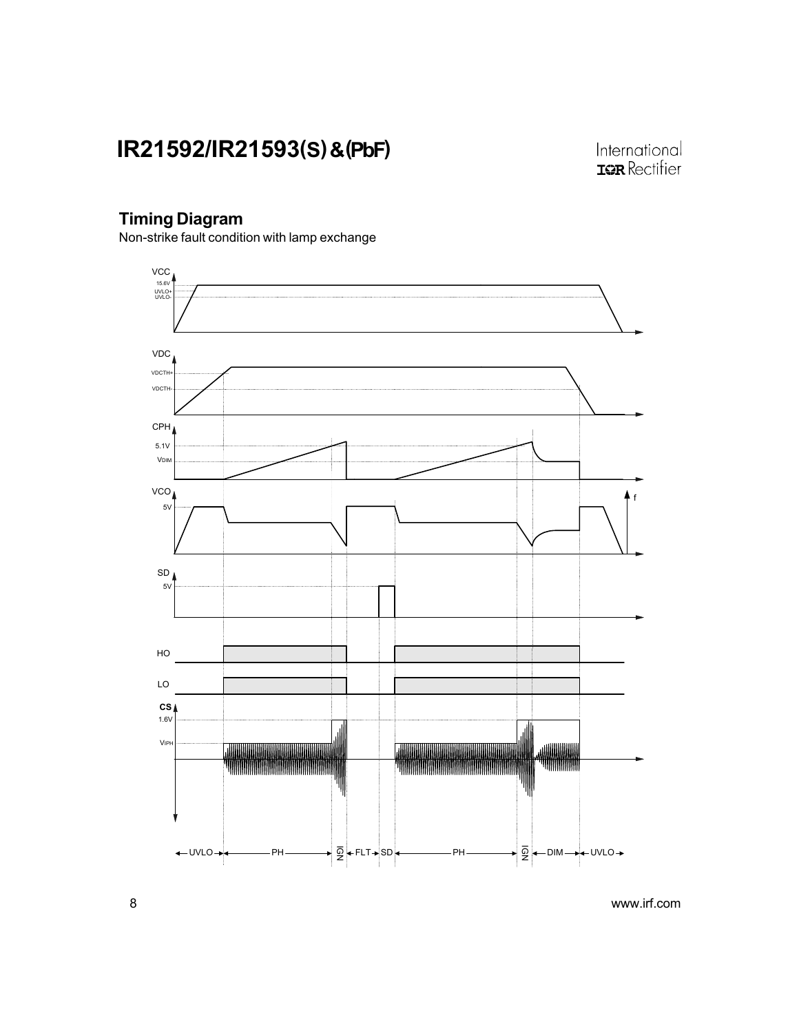## Timing Diagram

Non-strike fault condition with lamp exchange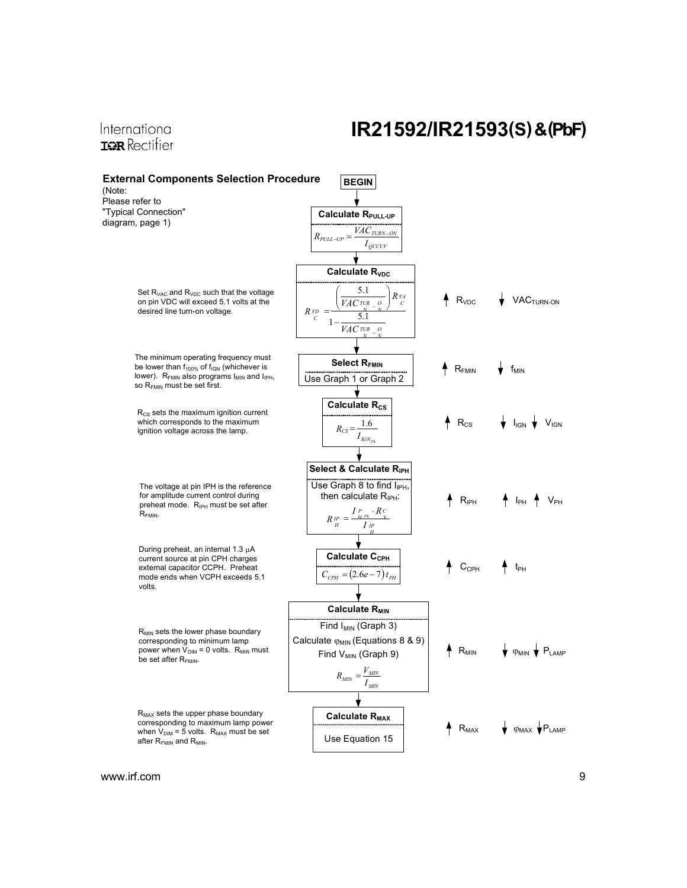## External Components Selection Procedure

(Note: Please refer to "Typical Connection" diagram, page 1)

**BEGIN**

**Calculate $R_{PULL-UP}$**

$$R_{PULL-UP} = \frac{VAC_{TURN-ON}}{I_{QCCUV}}$$

**Calculate $R_{VDC}$**

Set $R_{VAC}$ and $R_{VDC}$ such that the voltage on pin VDC will exceed 5.1 volts at the desired line turn-on voltage.

$$R_{VDC} = \frac{\left(\frac{5.1}{VAC_{TURN-ON}}\right) R_{VAC}}{1 - \frac{5.1}{VAC_{TURN-ON}}}$$

↑ $R_{VDC}$ ↓ $VAC_{TURN-ON}$

**Select $R_{FMIN}$**

The minimum operating frequency must be lower than $f_{100\%}$ of $f_{IGN}$ (whichever is lower). $R_{FMIN}$ also programs $I_{MIN}$ and $I_{IPH}$, so $R_{FMIN}$ must be set first.

Use Graph 1 or Graph 2

↑ $R_{FMIN}$ ↓ $f_{MIN}$

**Calculate $R_{CS}$**

$R_{CS}$ sets the maximum ignition current which corresponds to the maximum ignition voltage across the lamp.

$$R_{CS} = \frac{1.6}{I_{IGN_{PK}}}$$

↑ $R_{CS}$ ↓ $I_{IGN}$ ↓ $V_{IGN}$

**Select & Calculate $R_{IPH}$**

The voltage at pin IPH is the reference for amplitude current control during preheat mode. $R_{IPH}$ must be set after $R_{FMIN}$.

Use Graph 8 to find $I_{IPH}$, then calculate $R_{IPH}$:

$$R_{IPH} = \frac{I_{PH_{PK}} \cdot R_{CS}}{I_{IPH}}$$

↑ $R_{IPH}$ ↑ $I_{PH}$ ↑ $V_{PH}$

**Calculate $C_{CPH}$**

During preheat, an internal 1.3 µA current source at pin CPH charges external capacitor CCPH. Preheat mode ends when VCPH exceeds 5.1 volts.

$$C_{CPH} = (2.6e-7)\, t_{PH}$$

↑ $C_{CPH}$ ↑ $t_{PH}$

**Calculate $R_{MIN}$**

$R_{MIN}$ sets the lower phase boundary corresponding to minimum lamp power when $V_{DIM}$ = 0 volts. $R_{MIN}$ must be set after $R_{FMIN}$.

Find $I_{MIN}$ (Graph 3)

Calculate $\varphi_{MIN}$ (Equations 8 & 9)

Find $V_{MIN}$ (Graph 9)

$$R_{MIN} = \frac{V_{MIN}}{I_{MIN}}$$

↑ $R_{MIN}$ ↓ $\varphi_{MIN}$ ↓ $P_{LAMP}$

**Calculate $R_{MAX}$**

$R_{MAX}$ sets the upper phase boundary corresponding to maximum lamp power when $V_{DIM}$ = 5 volts. $R_{MAX}$ must be set after $R_{FMIN}$ and $R_{MIN}$.

Use Equation 15

↑ $R_{MAX}$ ↓ $\varphi_{MAX}$ ↓ $P_{LAMP}$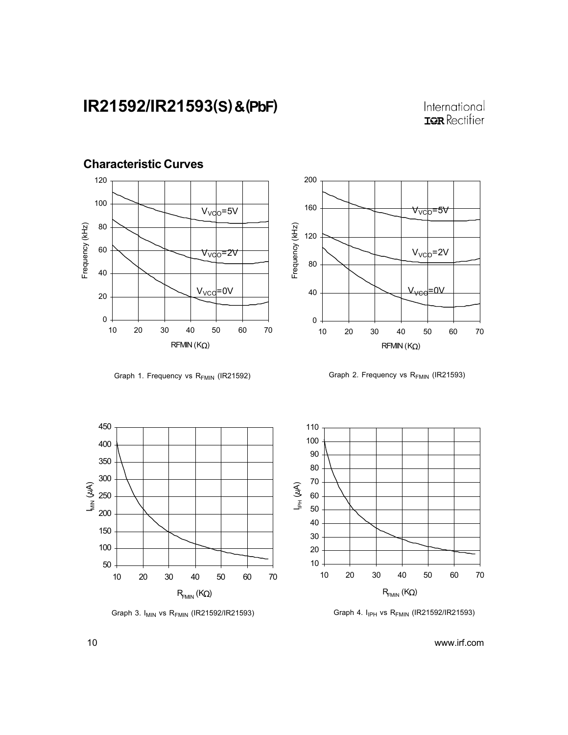## Characteristic Curves

Graph 1. Frequency vs $R_{FMIN}$ (IR21592)

Graph 2. Frequency vs $R_{FMIN}$ (IR21593)

Graph 3. $I_{MIN}$ vs $R_{FMIN}$ (IR21592/IR21593)

Graph 4. $I_{IPH}$ vs $R_{FMIN}$ (IR21592/IR21593)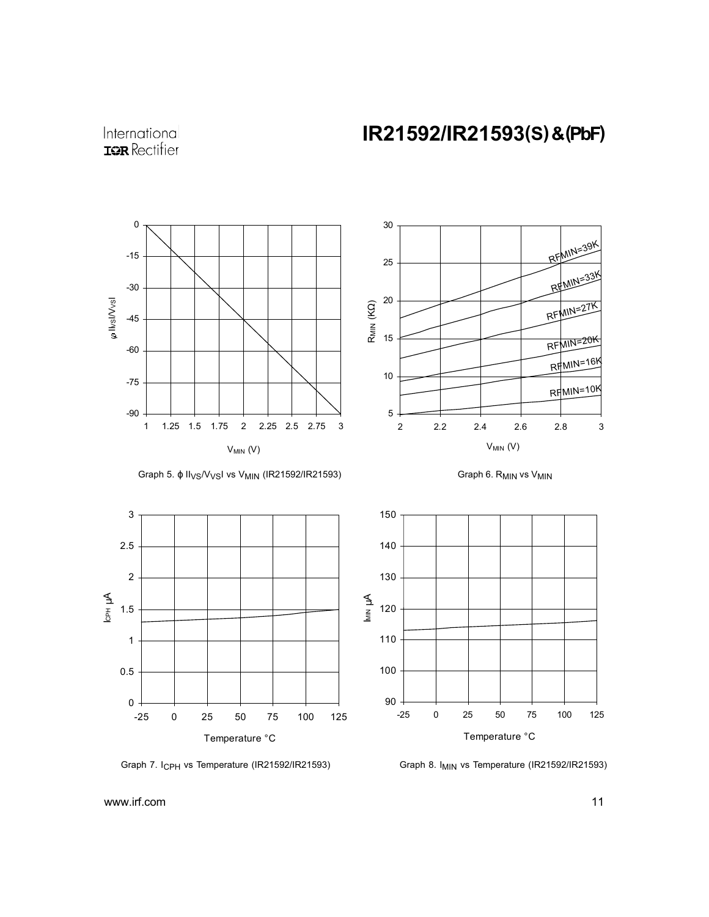Graph 5. $\phi$ I$I_{VS}$/$V_{VS}$I vs $V_{MIN}$ (IR21592/IR21593)

Graph 6. $R_{MIN}$ vs $V_{MIN}$

Graph 7. $I_{CPH}$ vs Temperature (IR21592/IR21593)

Graph 8. $I_{MIN}$ vs Temperature (IR21592/IR21593)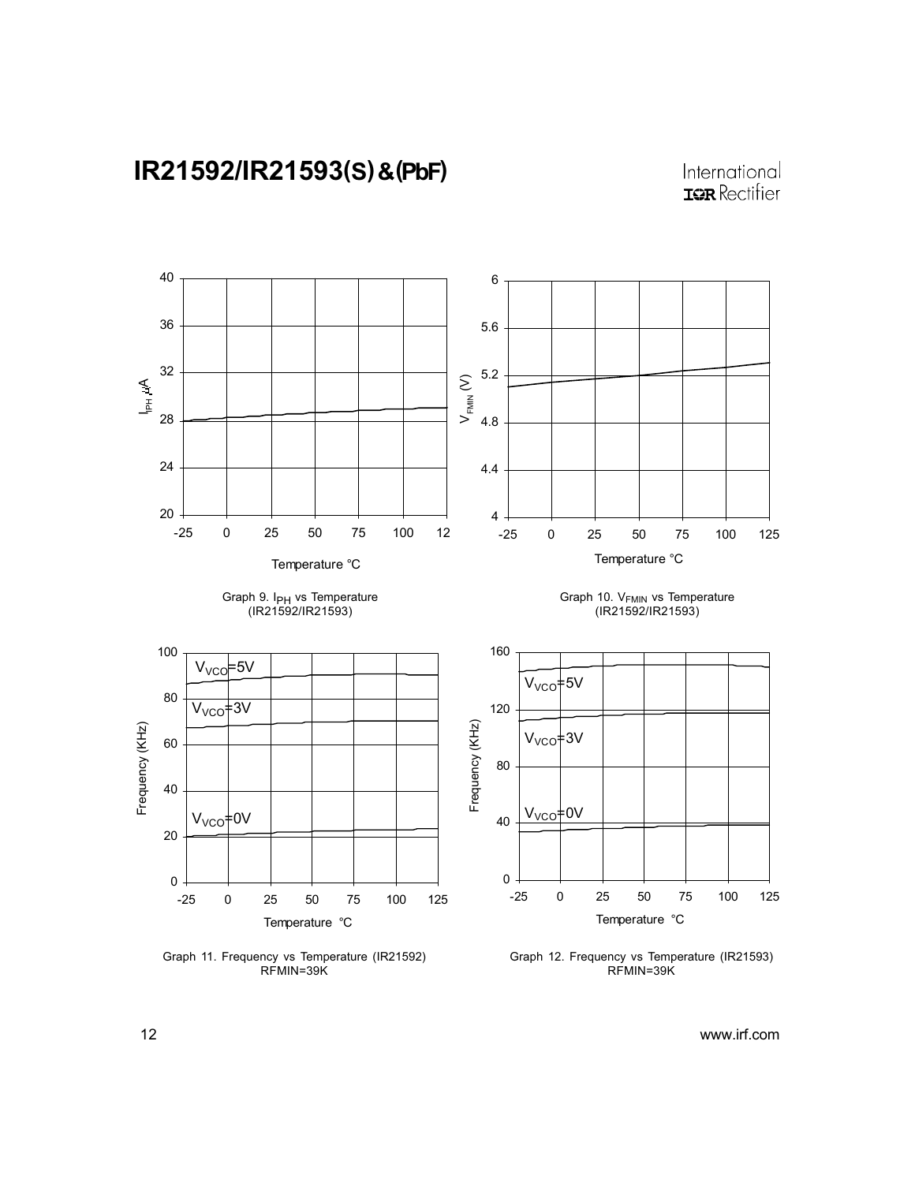Graph 9. $I_{PH}$ vs Temperature (IR21592/IR21593)

Graph 10. $V_{FMIN}$ vs Temperature (IR21592/IR21593)

Graph 11. Frequency vs Temperature (IR21592) RFMIN=39K

Graph 12. Frequency vs Temperature (IR21593) RFMIN=39K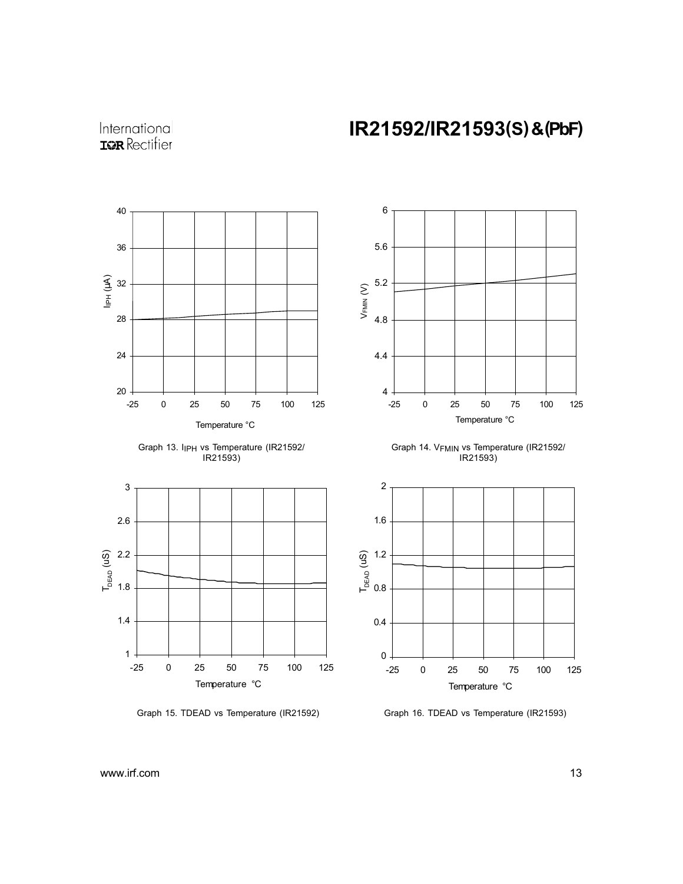Graph 13. $I_{IPH}$ vs Temperature (IR21592/ IR21593)

Graph 14. $V_{FMIN}$ vs Temperature (IR21592/ IR21593)

Graph 15. TDEAD vs Temperature (IR21592)

Graph 16. TDEAD vs Temperature (IR21593)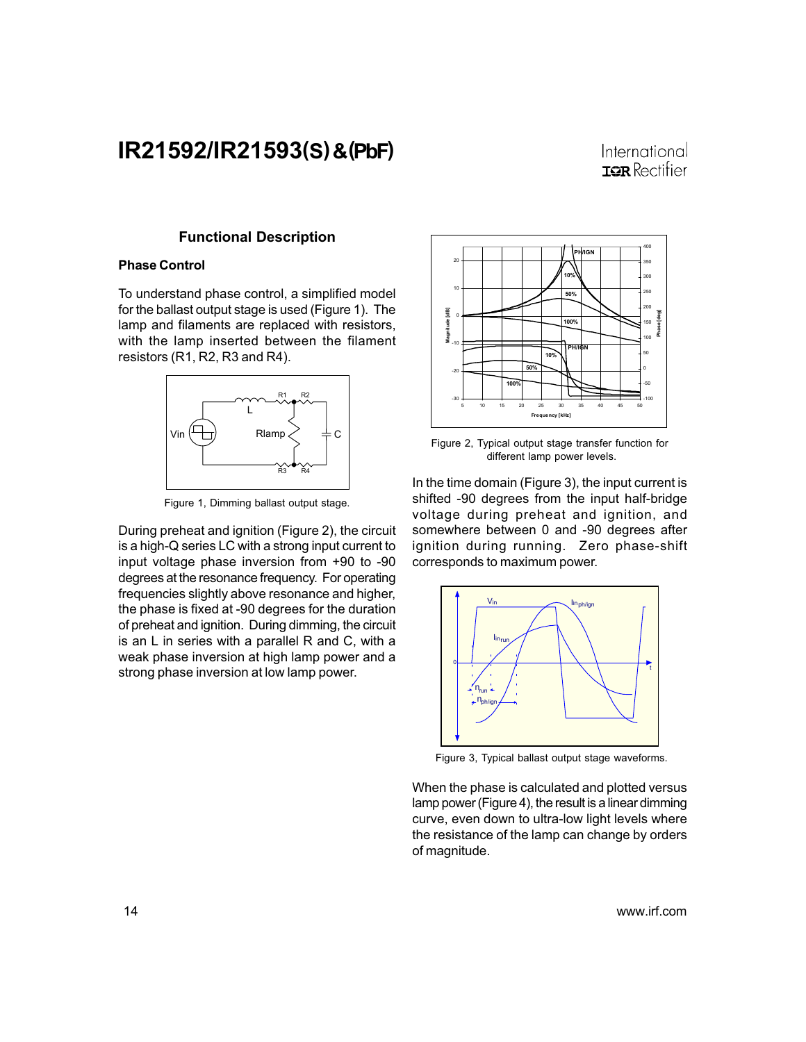## Functional Description

### Phase Control

To understand phase control, a simplified model for the ballast output stage is used (Figure 1). The lamp and filaments are replaced with resistors, with the lamp inserted between the filament resistors (R1, R2, R3 and R4).

Figure 1, Dimming ballast output stage.

During preheat and ignition (Figure 2), the circuit is a high-Q series LC with a strong input current to input voltage phase inversion from +90 to -90 degrees at the resonance frequency. For operating frequencies slightly above resonance and higher, the phase is fixed at -90 degrees for the duration of preheat and ignition. During dimming, the circuit is an L in series with a parallel R and C, with a weak phase inversion at high lamp power and a strong phase inversion at low lamp power.

Figure 2, Typical output stage transfer function for different lamp power levels.

In the time domain (Figure 3), the input current is shifted -90 degrees from the input half-bridge voltage during preheat and ignition, and somewhere between 0 and -90 degrees after ignition during running. Zero phase-shift corresponds to maximum power.

Figure 3, Typical ballast output stage waveforms.

When the phase is calculated and plotted versus lamp power (Figure 4), the result is a linear dimming curve, even down to ultra-low light levels where the resistance of the lamp can change by orders of magnitude.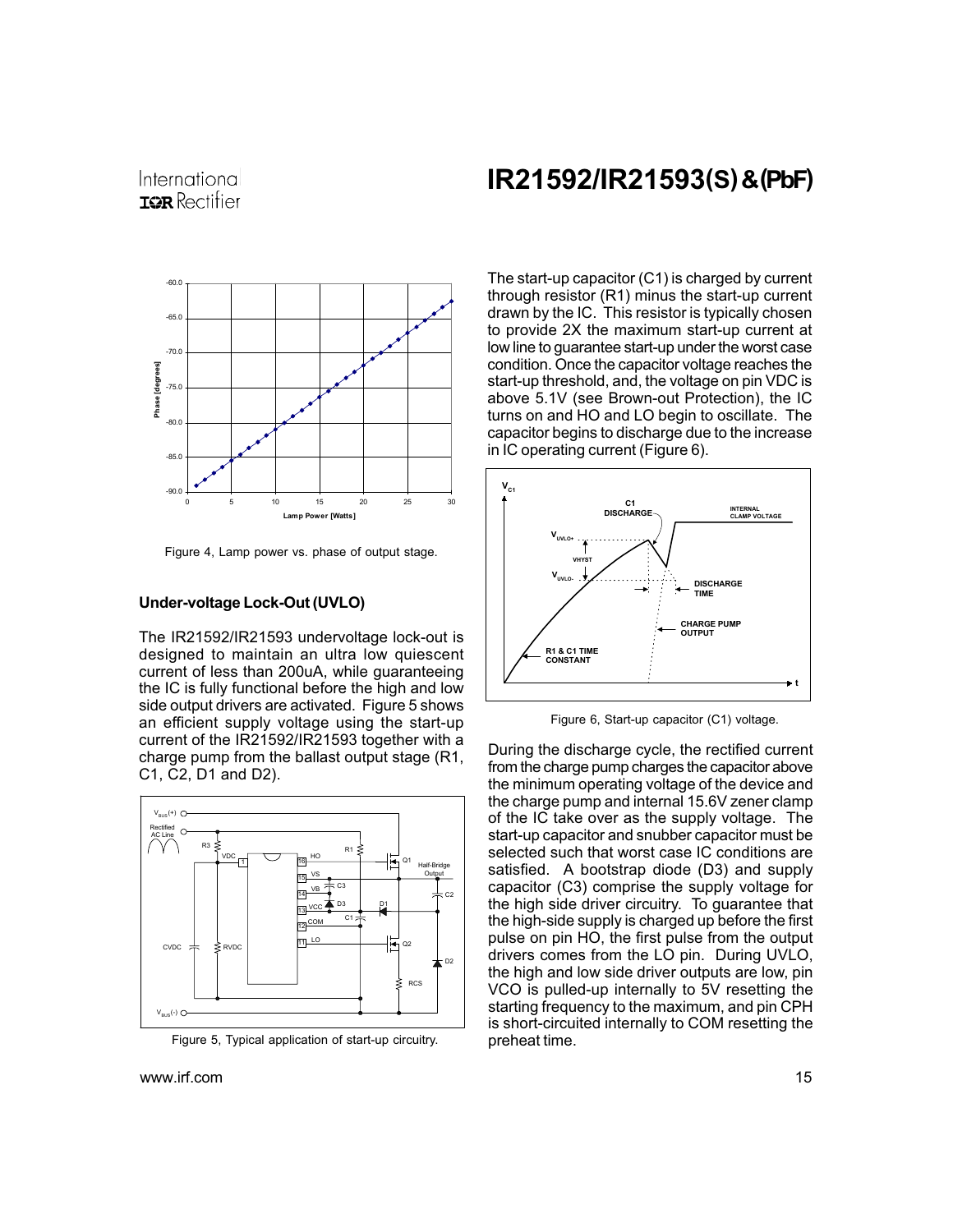Figure 4, Lamp power vs. phase of output stage.

### Under-voltage Lock-Out (UVLO)

The IR21592/IR21593 undervoltage lock-out is designed to maintain an ultra low quiescent current of less than 200uA, while guaranteeing the IC is fully functional before the high and low side output drivers are activated. Figure 5 shows an efficient supply voltage using the start-up current of the IR21592/IR21593 together with a charge pump from the ballast output stage (R1, C1, C2, D1 and D2).

Figure 5, Typical application of start-up circuitry.

The start-up capacitor (C1) is charged by current through resistor (R1) minus the start-up current drawn by the IC. This resistor is typically chosen to provide 2X the maximum start-up current at low line to guarantee start-up under the worst case condition. Once the capacitor voltage reaches the start-up threshold, and, the voltage on pin VDC is above 5.1V (see Brown-out Protection), the IC turns on and HO and LO begin to oscillate. The capacitor begins to discharge due to the increase in IC operating current (Figure 6).

Figure 6, Start-up capacitor (C1) voltage.

During the discharge cycle, the rectified current from the charge pump charges the capacitor above the minimum operating voltage of the device and the charge pump and internal 15.6V zener clamp of the IC take over as the supply voltage. The start-up capacitor and snubber capacitor must be selected such that worst case IC conditions are satisfied. A bootstrap diode (D3) and supply capacitor (C3) comprise the supply voltage for the high side driver circuitry. To guarantee that the high-side supply is charged up before the first pulse on pin HO, the first pulse from the output drivers comes from the LO pin. During UVLO, the high and low side driver outputs are low, pin VCO is pulled-up internally to 5V resetting the starting frequency to the maximum, and pin CPH is short-circuited internally to COM resetting the preheat time.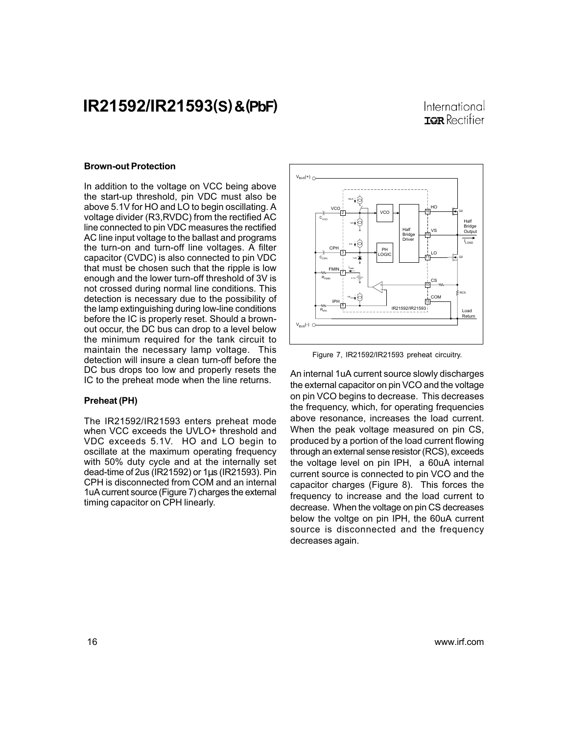### Brown-out Protection

In addition to the voltage on VCC being above the start-up threshold, pin VDC must also be above 5.1V for HO and LO to begin oscillating. A voltage divider (R3,RVDC) from the rectified AC line connected to pin VDC measures the rectified AC line input voltage to the ballast and programs the turn-on and turn-off line voltages. A filter capacitor (CVDC) is also connected to pin VDC that must be chosen such that the ripple is low enough and the lower turn-off threshold of 3V is not crossed during normal line conditions. This detection is necessary due to the possibility of the lamp extinguishing during low-line conditions before the IC is properly reset. Should a brown-out occur, the DC bus can drop to a level below the minimum required for the tank circuit to maintain the necessary lamp voltage. This detection will insure a clean turn-off before the DC bus drops too low and properly resets the IC to the preheat mode when the line returns.

### Preheat (PH)

The IR21592/IR21593 enters preheat mode when VCC exceeds the UVLO+ threshold and VDC exceeds 5.1V. HO and LO begin to oscillate at the maximum operating frequency with 50% duty cycle and at the internally set dead-time of 2us (IR21592) or 1µs (IR21593). Pin CPH is disconnected from COM and an internal 1uA current source (Figure 7) charges the external timing capacitor on CPH linearly.

Figure 7, IR21592/IR21593 preheat circuitry.

An internal 1uA current source slowly discharges the external capacitor on pin VCO and the voltage on pin VCO begins to decrease. This decreases the frequency, which, for operating frequencies above resonance, increases the load current. When the peak voltage measured on pin CS, produced by a portion of the load current flowing through an external sense resistor (RCS), exceeds the voltage level on pin IPH, a 60uA internal current source is connected to pin VCO and the capacitor charges (Figure 8). This forces the frequency to increase and the load current to decrease. When the voltage on pin CS decreases below the voltge on pin IPH, the 60uA current source is disconnected and the frequency decreases again.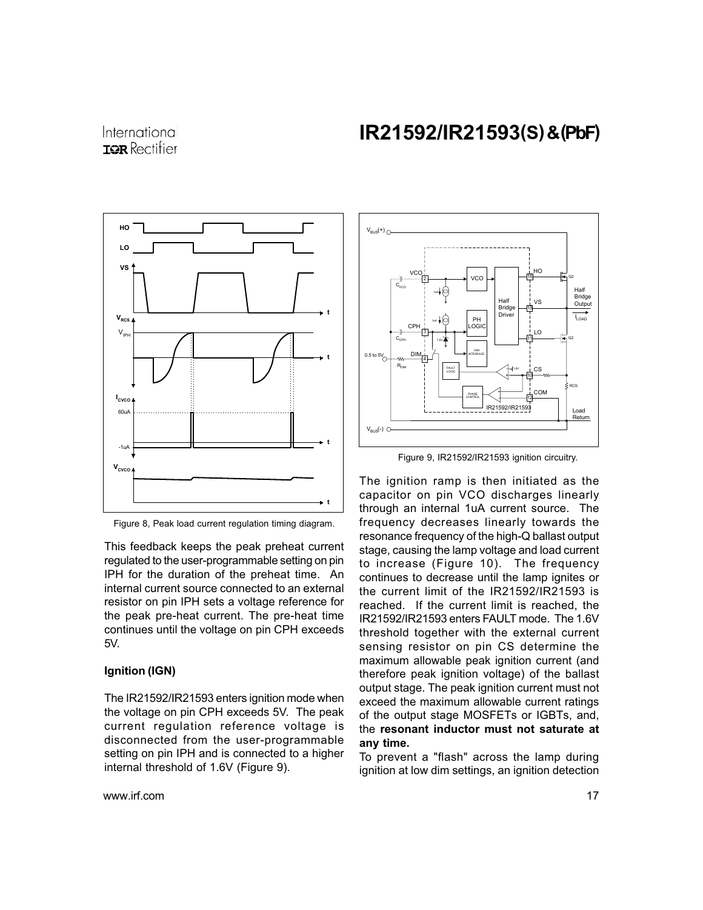Figure 8, Peak load current regulation timing diagram.

This feedback keeps the peak preheat current regulated to the user-programmable setting on pin IPH for the duration of the preheat time. An internal current source connected to an external resistor on pin IPH sets a voltage reference for the peak pre-heat current. The pre-heat time continues until the voltage on pin CPH exceeds 5V.

### Ignition (IGN)

The IR21592/IR21593 enters ignition mode when the voltage on pin CPH exceeds 5V. The peak current regulation reference voltage is disconnected from the user-programmable setting on pin IPH and is connected to a higher internal threshold of 1.6V (Figure 9).

Figure 9, IR21592/IR21593 ignition circuitry.

The ignition ramp is then initiated as the capacitor on pin VCO discharges linearly through an internal 1uA current source. The frequency decreases linearly towards the resonance frequency of the high-Q ballast output stage, causing the lamp voltage and load current to increase (Figure 10). The frequency continues to decrease until the lamp ignites or the current limit of the IR21592/IR21593 is reached. If the current limit is reached, the IR21592/IR21593 enters FAULT mode. The 1.6V threshold together with the external current sensing resistor on pin CS determine the maximum allowable peak ignition current (and therefore peak ignition voltage) of the ballast output stage. The peak ignition current must not exceed the maximum allowable current ratings of the output stage MOSFETs or IGBTs, and, the **resonant inductor must not saturate at any time.**

To prevent a "flash" across the lamp during ignition at low dim settings, an ignition detection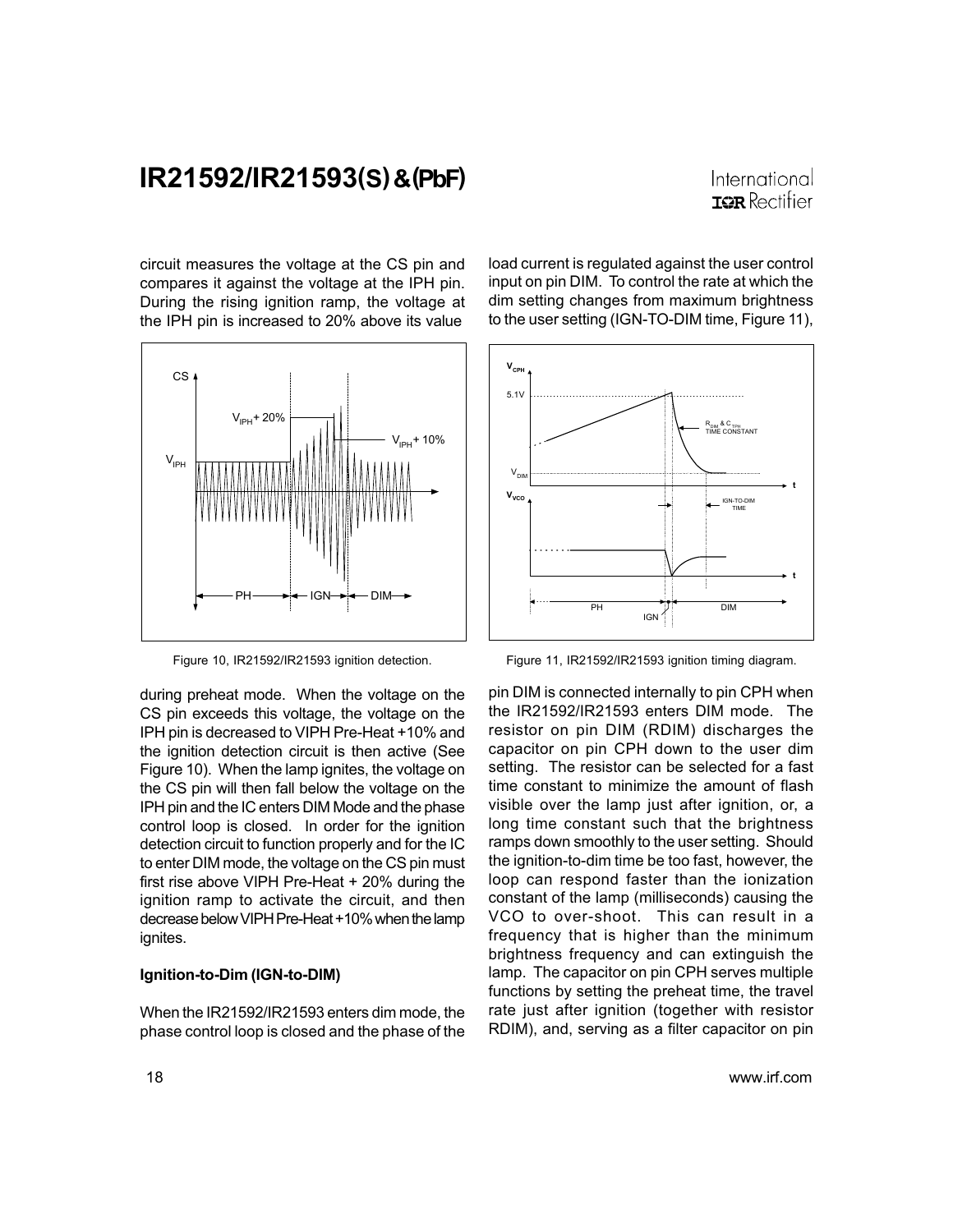circuit measures the voltage at the CS pin and compares it against the voltage at the IPH pin. During the rising ignition ramp, the voltage at the IPH pin is increased to 20% above its value during preheat mode. When the voltage on the CS pin exceeds this voltage, the voltage on the IPH pin is decreased to VIPH Pre-Heat +10% and the ignition detection circuit is then active (See Figure 10). When the lamp ignites, the voltage on the CS pin will then fall below the voltage on the IPH pin and the IC enters DIM Mode and the phase control loop is closed. In order for the ignition detection circuit to function properly and for the IC to enter DIM mode, the voltage on the CS pin must first rise above VIPH Pre-Heat + 20% during the ignition ramp to activate the circuit, and then decrease below VIPH Pre-Heat +10% when the lamp ignites.

Figure 10, IR21592/IR21593 ignition detection.

### Ignition-to-Dim (IGN-to-DIM)

When the IR21592/IR21593 enters dim mode, the phase control loop is closed and the phase of the load current is regulated against the user control input on pin DIM. To control the rate at which the dim setting changes from maximum brightness to the user setting (IGN-TO-DIM time, Figure 11), pin DIM is connected internally to pin CPH when the IR21592/IR21593 enters DIM mode. The resistor on pin DIM (RDIM) discharges the capacitor on pin CPH down to the user dim setting. The resistor can be selected for a fast time constant to minimize the amount of flash visible over the lamp just after ignition, or, a long time constant such that the brightness ramps down smoothly to the user setting. Should the ignition-to-dim time be too fast, however, the loop can respond faster than the ionization constant of the lamp (milliseconds) causing the VCO to over-shoot. This can result in a frequency that is higher than the minimum brightness frequency and can extinguish the lamp. The capacitor on pin CPH serves multiple functions by setting the preheat time, the travel rate just after ignition (together with resistor RDIM), and, serving as a filter capacitor on pin

Figure 11, IR21592/IR21593 ignition timing diagram.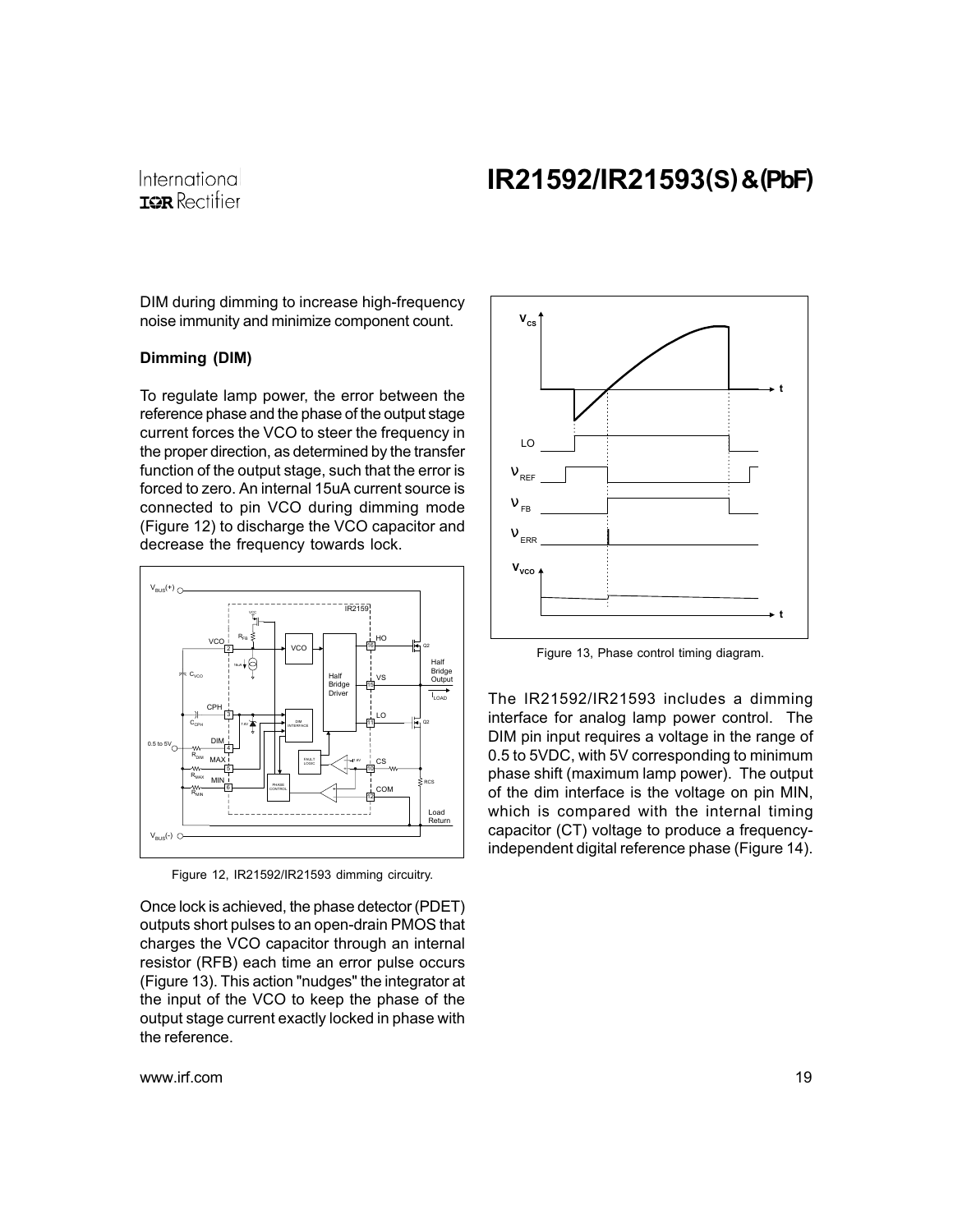DIM during dimming to increase high-frequency noise immunity and minimize component count.

**Dimming (DIM)**

To regulate lamp power, the error between the reference phase and the phase of the output stage current forces the VCO to steer the frequency in the proper direction, as determined by the transfer function of the output stage, such that the error is forced to zero. An internal 15uA current source is connected to pin VCO during dimming mode (Figure 12) to discharge the VCO capacitor and decrease the frequency towards lock.

Figure 12, IR21592/IR21593 dimming circuitry.

Once lock is achieved, the phase detector (PDET) outputs short pulses to an open-drain PMOS that charges the VCO capacitor through an internal resistor (RFB) each time an error pulse occurs (Figure 13). This action "nudges" the integrator at the input of the VCO to keep the phase of the output stage current exactly locked in phase with the reference.

Figure 13, Phase control timing diagram.

The IR21592/IR21593 includes a dimming interface for analog lamp power control. The DIM pin input requires a voltage in the range of 0.5 to 5VDC, with 5V corresponding to minimum phase shift (maximum lamp power). The output of the dim interface is the voltage on pin MIN, which is compared with the internal timing capacitor (CT) voltage to produce a frequency-independent digital reference phase (Figure 14).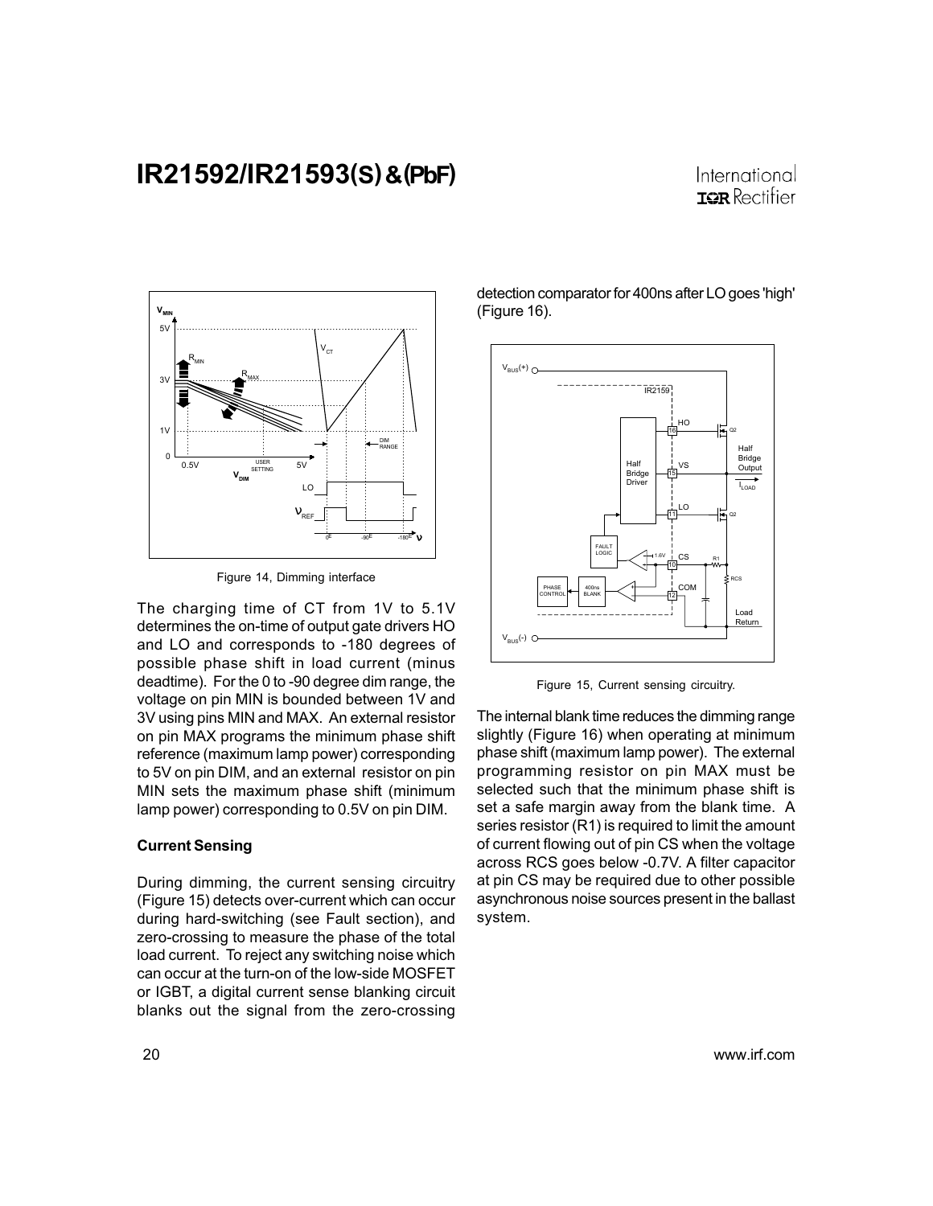Figure 14, Dimming interface

The charging time of CT from 1V to 5.1V determines the on-time of output gate drivers HO and LO and corresponds to -180 degrees of possible phase shift in load current (minus deadtime). For the 0 to -90 degree dim range, the voltage on pin MIN is bounded between 1V and 3V using pins MIN and MAX. An external resistor on pin MAX programs the minimum phase shift reference (maximum lamp power) corresponding to 5V on pin DIM, and an external resistor on pin MIN sets the maximum phase shift (minimum lamp power) corresponding to 0.5V on pin DIM.

### Current Sensing

During dimming, the current sensing circuitry (Figure 15) detects over-current which can occur during hard-switching (see Fault section), and zero-crossing to measure the phase of the total load current. To reject any switching noise which can occur at the turn-on of the low-side MOSFET or IGBT, a digital current sense blanking circuit blanks out the signal from the zero-crossing detection comparator for 400ns after LO goes 'high' (Figure 16).

Figure 15, Current sensing circuitry.

The internal blank time reduces the dimming range slightly (Figure 16) when operating at minimum phase shift (maximum lamp power). The external programming resistor on pin MAX must be selected such that the minimum phase shift is set a safe margin away from the blank time. A series resistor (R1) is required to limit the amount of current flowing out of pin CS when the voltage across RCS goes below -0.7V. A filter capacitor at pin CS may be required due to other possible asynchronous noise sources present in the ballast system.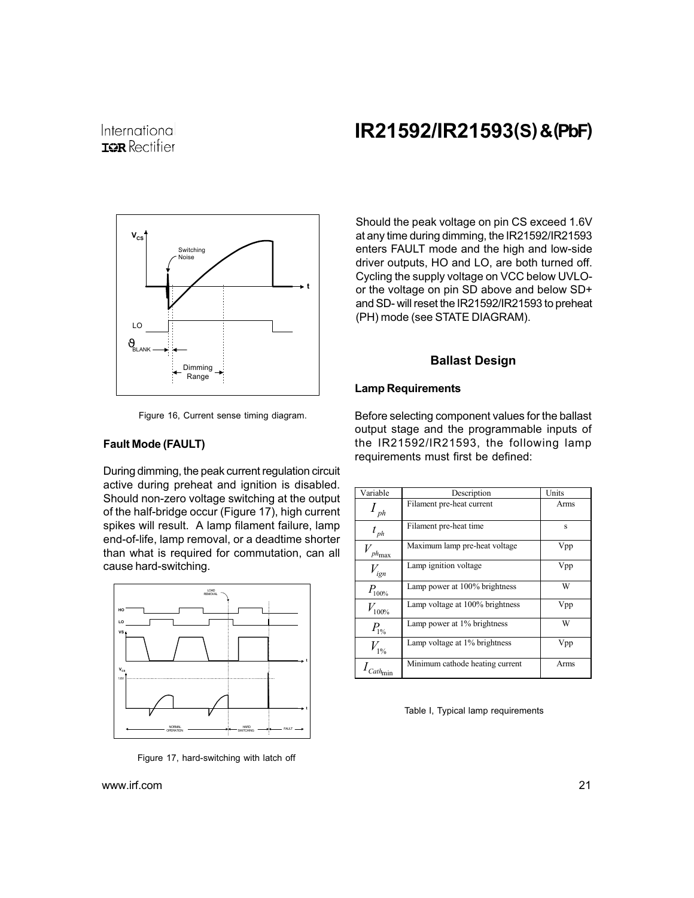Figure 16, Current sense timing diagram.

### Fault Mode (FAULT)

During dimming, the peak current regulation circuit active during preheat and ignition is disabled. Should non-zero voltage switching at the output of the half-bridge occur (Figure 17), high current spikes will result. A lamp filament failure, lamp end-of-life, lamp removal, or a deadtime shorter than what is required for commutation, can all cause hard-switching.

Figure 17, hard-switching with latch off

Should the peak voltage on pin CS exceed 1.6V at any time during dimming, the IR21592/IR21593 enters FAULT mode and the high and low-side driver outputs, HO and LO, are both turned off. Cycling the supply voltage on VCC below UVLO- or the voltage on pin SD above and below SD+ and SD- will reset the IR21592/IR21593 to preheat (PH) mode (see STATE DIAGRAM).

## Ballast Design

### Lamp Requirements

Before selecting component values for the ballast output stage and the programmable inputs of the IR21592/IR21593, the following lamp requirements must first be defined:

| Variable | Description | Units |
|---|---|---|
| $I_{ph}$ | Filament pre-heat current | Arms |
| $t_{ph}$ | Filament pre-heat time | s |
| $V_{ph_{max}}$ | Maximum lamp pre-heat voltage | Vpp |
| $V_{ign}$ | Lamp ignition voltage | Vpp |
| $P_{100\%}$ | Lamp power at 100% brightness | W |
| $V_{100\%}$ | Lamp voltage at 100% brightness | Vpp |
| $P_{1\%}$ | Lamp power at 1% brightness | W |
| $V_{1\%}$ | Lamp voltage at 1% brightness | Vpp |
| $I_{Cath_{min}}$ | Minimum cathode heating current | Arms |

Table I, Typical lamp requirements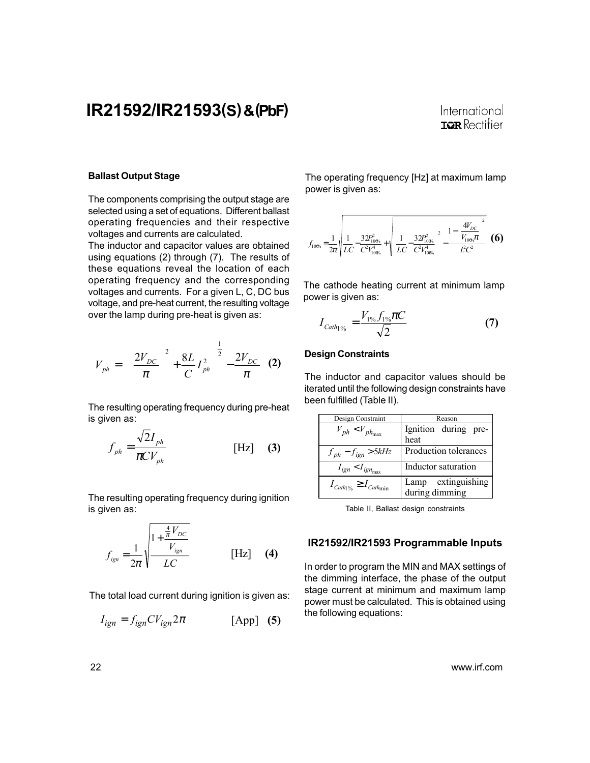### Ballast Output Stage

The components comprising the output stage are selected using a set of equations. Different ballast operating frequencies and their respective voltages and currents are calculated.

The inductor and capacitor values are obtained using equations (2) through (7). The results of these equations reveal the location of each operating frequency and the corresponding voltages and currents. For a given L, C, DC bus voltage, and pre-heat current, the resulting voltage over the lamp during pre-heat is given as:

$$V_{ph} = \left[ \left( \frac{2V_{DC}}{\pi} \right)^2 + \frac{8L}{C} I_{ph}^2 \right]^{\frac{1}{2}} - \frac{2V_{DC}}{\pi} \quad \textbf{(2)}$$

The resulting operating frequency during pre-heat is given as:

$$f_{ph} = \frac{\sqrt{2} I_{ph}}{\pi C V_{ph}} \quad [\text{Hz}] \quad \textbf{(3)}$$

The resulting operating frequency during ignition is given as:

$$f_{ign} = \frac{1}{2\pi} \sqrt{\frac{1 + \frac{\frac{4}{\pi} V_{DC}}{V_{ign}}}{LC}} \quad [\text{Hz}] \quad \textbf{(4)}$$

The total load current during ignition is given as:

$$I_{ign} = f_{ign} C V_{ign} 2\pi \quad [\text{App}] \quad \textbf{(5)}$$

The operating frequency [Hz] at maximum lamp power is given as:

$$f_{100\%} = \frac{1}{2\pi} \sqrt{\frac{1}{LC} - \frac{32P_{100\%}^2}{C^2 V_{100\%}^4} + \sqrt{\left( \frac{1}{LC} - \frac{32P_{100\%}^2}{C^2 V_{100\%}^4} \right)^2 - \frac{\left( 1 - \frac{4V_{DC}}{V_{100\%}\pi} \right)^2}{L^2 C^2}}} \quad \textbf{(6)}$$

The cathode heating current at minimum lamp power is given as:

$$I_{Cath_{1\%}} = \frac{V_{1\%} f_{1\%} \pi C}{\sqrt{2}} \quad \textbf{(7)}$$

### Design Constraints

The inductor and capacitor values should be iterated until the following design constraints have been fulfilled (Table II).

| Design Constraint | Reason |
|---|---|
| $V_{ph} < V_{ph_{max}}$ | Ignition during pre-heat |
| $f_{ph} - f_{ign} > 5kHz$ | Production tolerances |
| $I_{ign} < I_{ign_{max}}$ | Inductor saturation |
| $I_{Cath_{1\%}} \geq I_{Cath_{min}}$ | Lamp extinguishing during dimming |

Table II, Ballast design constraints

## IR21592/IR21593 Programmable Inputs

In order to program the MIN and MAX settings of the dimming interface, the phase of the output stage current at minimum and maximum lamp power must be calculated. This is obtained using the following equations: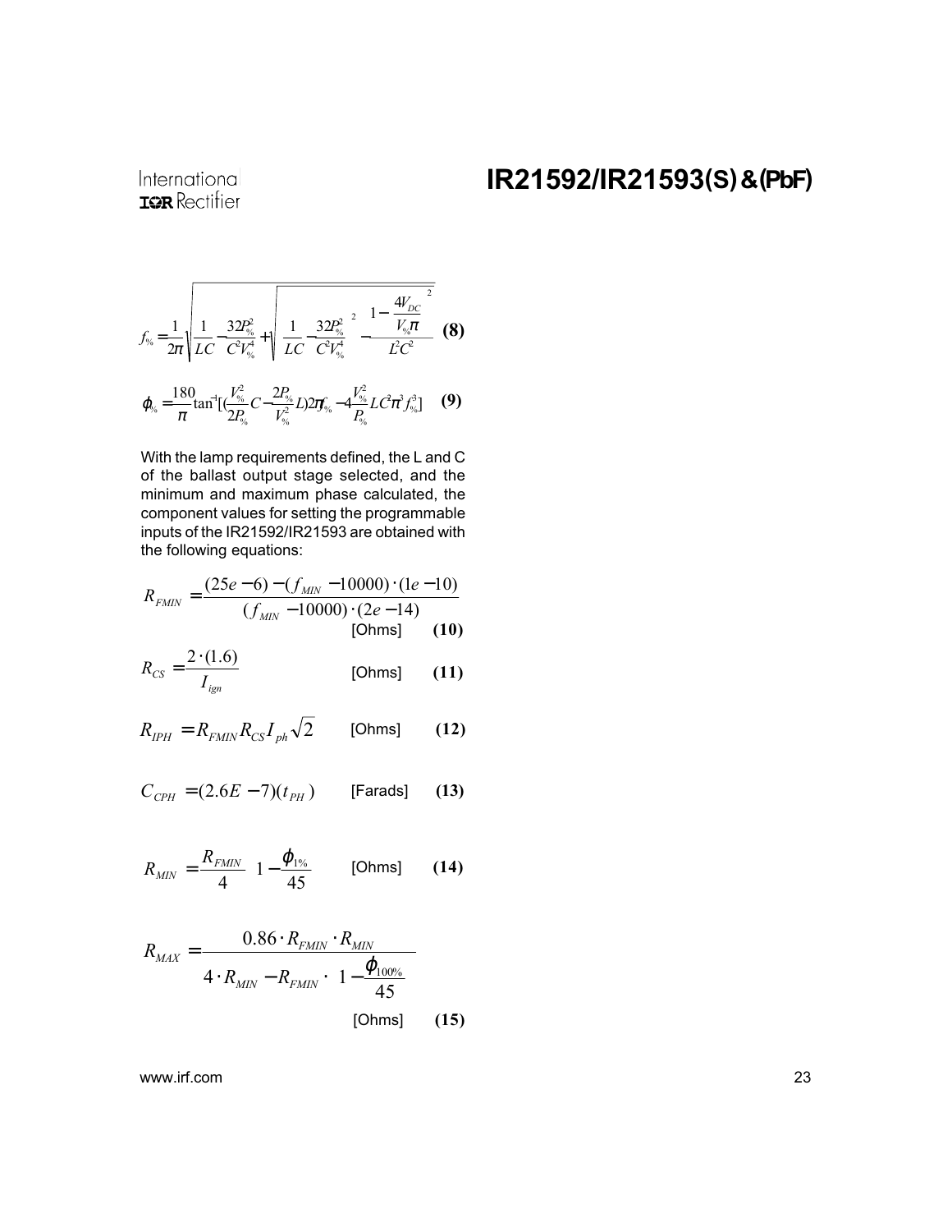$$f_{\%} = \frac{1}{2\pi}\sqrt{\frac{1}{LC} - \frac{32P_{\%}^2}{C^2V_{\%}^4} + \sqrt{\left(\frac{1}{LC} - \frac{32P_{\%}^2}{C^2V_{\%}^4}\right)^2 - \frac{\left(1 - \frac{4V_{DC}}{V_{\%}\pi}\right)^2}{L^2C^2}}} \quad \textbf{(8)}$$

$$\varphi_{\%} = \frac{180}{\pi}\tan^{-1}\left[\left(\frac{V_{\%}^2}{2P_{\%}}C - \frac{2P_{\%}}{V_{\%}^2}L\right)2\pi f_{\%} - 4\frac{V_{\%}^2}{P_{\%}}LC^2\pi^3 f_{\%}^3\right] \quad \textbf{(9)}$$

With the lamp requirements defined, the L and C of the ballast output stage selected, and the minimum and maximum phase calculated, the component values for setting the programmable inputs of the IR21592/IR21593 are obtained with the following equations:

$$R_{FMIN} = \frac{(25e-6) - (f_{MIN} - 10000)\cdot(1e-10)}{(f_{MIN} - 10000)\cdot(2e-14)} \quad \text{[Ohms]} \quad \textbf{(10)}$$

$$R_{CS} = \frac{2\cdot(1.6)}{I_{ign}} \quad \text{[Ohms]} \quad \textbf{(11)}$$

$$R_{IPH} = R_{FMIN}R_{CS}I_{ph}\sqrt{2} \quad \text{[Ohms]} \quad \textbf{(12)}$$

$$C_{CPH} = (2.6E-7)(t_{PH}) \quad \text{[Farads]} \quad \textbf{(13)}$$

$$R_{MIN} = \frac{R_{FMIN}}{4}\left(1 - \frac{\varphi_{1\%}}{45}\right) \quad \text{[Ohms]} \quad \textbf{(14)}$$

$$R_{MAX} = \frac{0.86\cdot R_{FMIN}\cdot R_{MIN}}{4\cdot R_{MIN} - R_{FMIN}\cdot\left(1 - \frac{\varphi_{100\%}}{45}\right)} \quad \text{[Ohms]} \quad \textbf{(15)}$$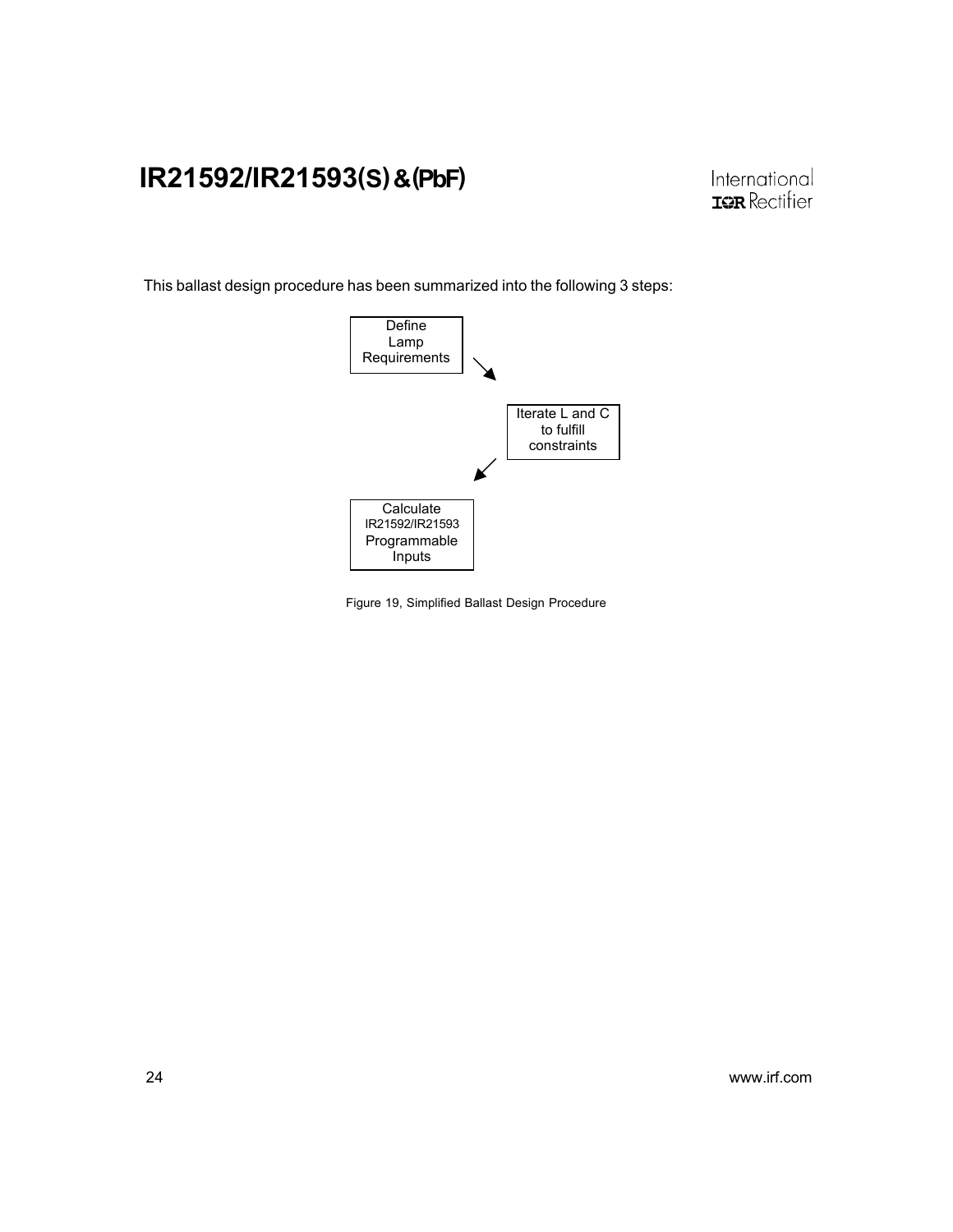This ballast design procedure has been summarized into the following 3 steps:

Define Lamp Requirements → Iterate L and C to fulfill constraints → Calculate IR21592/IR21593 Programmable Inputs

Figure 19, Simplified Ballast Design Procedure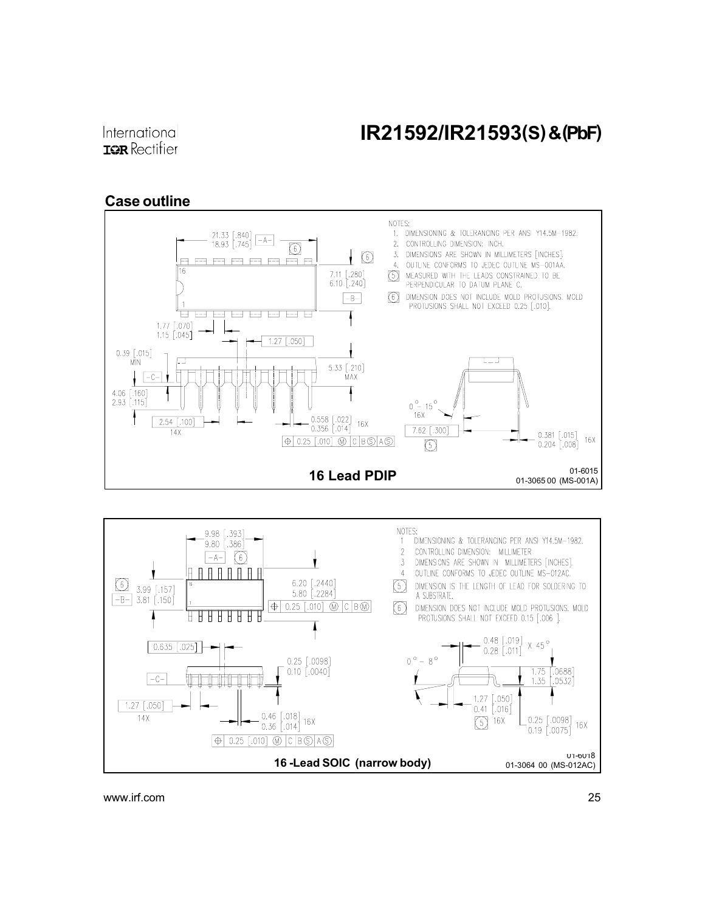## Case outline

NOTES:

1. DIMENSIONING & TOLERANCING PER ANSI Y14.5M-1982.
2. CONTROLLING DIMENSION: INCH.
3. DIMENSIONS ARE SHOWN IN MILLIMETERS [INCHES].
4. OUTLINE CONFORMS TO JEDEC OUTLINE MS-001AA.
5. MEASURED WITH THE LEADS CONSTRAINED TO BE PERPENDICULAR TO DATUM PLANE C.
6. DIMENSION DOES NOT INCLUDE MOLD PROTUSIONS. MOLD PROTUSIONS SHALL NOT EXCEED 0.25 [.010].

21.33 [.840]
18.93 [.745]
-A-

7.11 [.280]
6.10 [.240]
-B-

1.77 [.070]
1.15 [.045]

1.27 [.050]

0.39 [.015] MIN

-C-

5.33 [.210] MAX

4.06 [.160]
2.93 [.115]

2.54 [.100] 14X

0.558 [.022]
0.356 [.014] 16X

⊕ 0.25 [.010] Ⓜ C B Ⓢ A Ⓢ

0° - 15° 16X

7.62 [.300]

0.381 [.015]
0.204 [.008] 16X

**16 Lead PDIP**

01-6015
01-3065 00 (MS-001A)

NOTES:

1. DIMENSIONING & TOLERANCING PER ANSI Y14.5M-1982.
2. CONTROLLING DIMENSION: MILLIMETER
3. DIMENSIONS ARE SHOWN IN MILLIMETERS [INCHES].
4. OUTLINE CONFORMS TO JEDEC OUTLINE MS-012AC.
5. DIMENSION IS THE LENGTH OF LEAD FOR SOLDERING TO A SUBSTRATE.
6. DIMENSION DOES NOT INCLUDE MOLD PROTUSIONS. MOLD PROTUSIONS SHALL NOT EXCEED 0.15 [.006 ].

9.98 [.393]
9.80 [.386]
-A-

3.99 [.157]
3.81 [.150]
-B-

6.20 [.2440]
5.80 [.2284]

⊕ 0.25 [.010] Ⓜ C B Ⓜ

0.635 [.025]

0.25 [.0098]
0.10 [.0040]

-C-

1.27 [.050] 14X

0.46 [.018]
0.36 [.014] 16X

⊕ 0.25 [.010] Ⓜ C B Ⓢ A Ⓢ

0.48 [.019]
0.28 [.011] X 45°

0° - 8°

1.75 [.0688]
1.35 [.0532]

1.27 [.050]
0.41 [.016] 16X

0.25 [.0098]
0.19 [.0075] 16X

**16 -Lead SOIC (narrow body)**

01-6018
01-3064 00 (MS-012AC)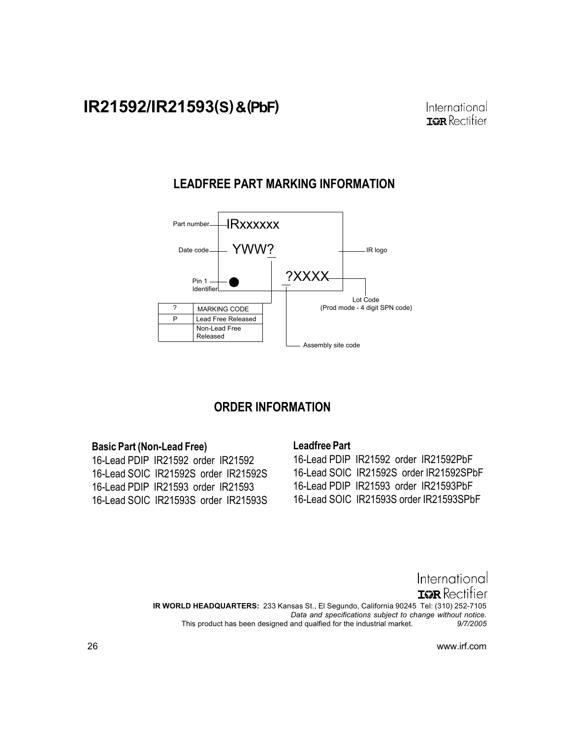## LEADFREE PART MARKING INFORMATION

Part number — IRxxxxxx

Date code — YWW?

IR logo

Pin 1 Identifier

?XXXX

Lot Code (Prod mode - 4 digit SPN code)

Assembly site code

| ? | MARKING CODE |
|---|---|
| P | Lead Free Released |
| | Non-Lead Free Released |

## ORDER INFORMATION

**Basic Part (Non-Lead Free)**

16-Lead PDIP IR21592 order IR21592
16-Lead SOIC IR21592S order IR21592S
16-Lead PDIP IR21593 order IR21593
16-Lead SOIC IR21593S order IR21593S

**Leadfree Part**

16-Lead PDIP IR21592 order IR21592PbF
16-Lead SOIC IR21592S order IR21592SPbF
16-Lead PDIP IR21593 order IR21593PbF
16-Lead SOIC IR21593S order IR21593SPbF

International IOR Rectifier

**IR WORLD HEADQUARTERS:** 233 Kansas St., El Segundo, California 90245 Tel: (310) 252-7105
*Data and specifications subject to change without notice.*
This product has been designed and qualfied for the industrial market. *9/7/2005*